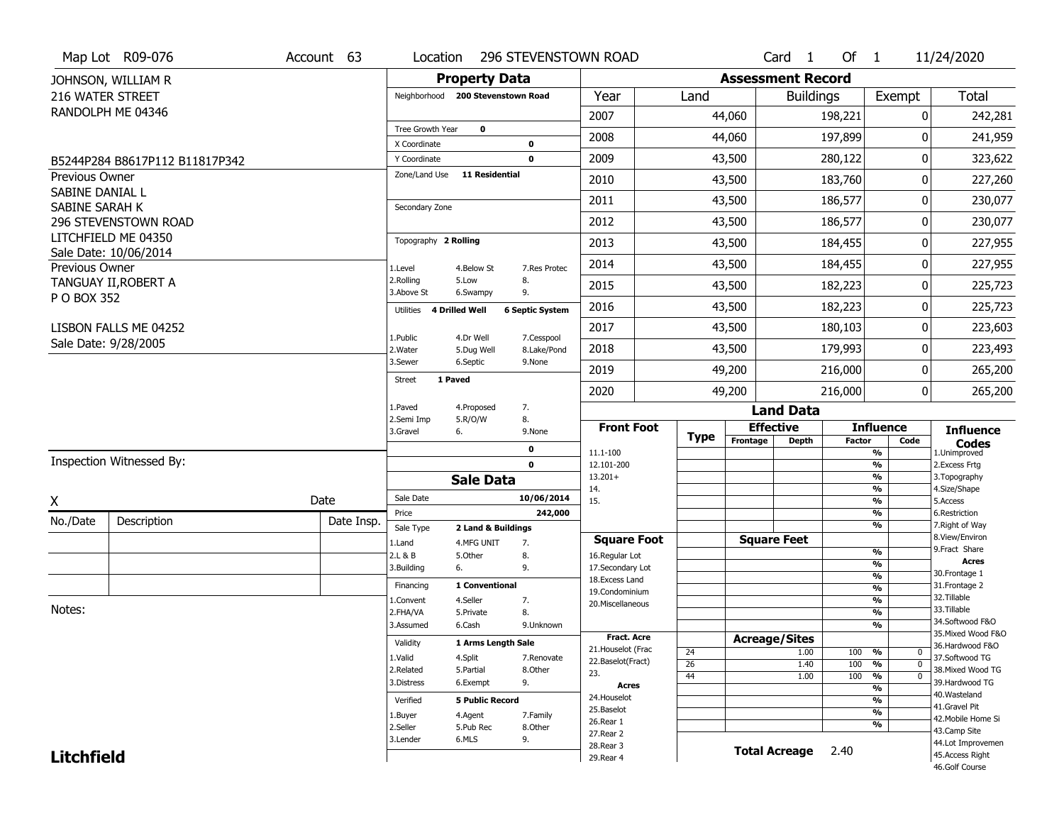Map Lot R09-076 | Account 63 | Location 296 STEVENSTOWN ROAD | Card 1 Of 1 | 11/24/2020

JOHNSON, WILLIAM R
216 WATER STREET
RANDOLPH ME 04346

B5244P284 B8617P112 B11817P342

Previous Owner
SABINE DANIAL L
SABINE SARAH K
296 STEVENSTOWN ROAD
LITCHFIELD ME 04350
Sale Date: 10/06/2014

Previous Owner
TANGUAY II,ROBERT A
P O BOX 352

LISBON FALLS ME 04252
Sale Date: 9/28/2005

## Property Data

Neighborhood **200 Stevenstown Road**

Tree Growth Year **0**
X Coordinate **0**
Y Coordinate **0**
Zone/Land Use **11 Residential**

Secondary Zone

Topography **2 Rolling**

| | | |
|---|---|---|
| 1.Level | 4.Below St | 7.Res Protec |
| 2.Rolling | 5.Low | 8. |
| 3.Above St | 6.Swampy | 9. |

Utilities **4 Drilled Well** **6 Septic System**

| | | |
|---|---|---|
| 1.Public | 4.Dr Well | 7.Cesspool |
| 2.Water | 5.Dug Well | 8.Lake/Pond |
| 3.Sewer | 6.Septic | 9.None |

Street **1 Paved**

| | | |
|---|---|---|
| 1.Paved | 4.Proposed | 7. |
| 2.Semi Imp | 5.R/O/W | 8. |
| 3.Gravel | 6. | 9.None |

0
0

## Sale Data

Sale Date **10/06/2014**
Price **242,000**
Sale Type **2 Land & Buildings**

| | | |
|---|---|---|
| 1.Land | 4.MFG UNIT | 7. |
| 2.L & B | 5.Other | 8. |
| 3.Building | 6. | 9. |

Financing **1 Conventional**

| | | |
|---|---|---|
| 1.Convent | 4.Seller | 7. |
| 2.FHA/VA | 5.Private | 8. |
| 3.Assumed | 6.Cash | 9.Unknown |

Validity **1 Arms Length Sale**

| | | |
|---|---|---|
| 1.Valid | 4.Split | 7.Renovate |
| 2.Related | 5.Partial | 8.Other |
| 3.Distress | 6.Exempt | 9. |

Verified **5 Public Record**

| | | |
|---|---|---|
| 1.Buyer | 4.Agent | 7.Family |
| 2.Seller | 5.Pub Rec | 8.Other |
| 3.Lender | 6.MLS | 9. |

## Assessment Record

| Year | Land | Buildings | Exempt | Total |
|---|---|---|---|---|
| 2007 | 44,060 | 198,221 | 0 | 242,281 |
| 2008 | 44,060 | 197,899 | 0 | 241,959 |
| 2009 | 43,500 | 280,122 | 0 | 323,622 |
| 2010 | 43,500 | 183,760 | 0 | 227,260 |
| 2011 | 43,500 | 186,577 | 0 | 230,077 |
| 2012 | 43,500 | 186,577 | 0 | 230,077 |
| 2013 | 43,500 | 184,455 | 0 | 227,955 |
| 2014 | 43,500 | 184,455 | 0 | 227,955 |
| 2015 | 43,500 | 182,223 | 0 | 225,723 |
| 2016 | 43,500 | 182,223 | 0 | 225,723 |
| 2017 | 43,500 | 180,103 | 0 | 223,603 |
| 2018 | 43,500 | 179,993 | 0 | 223,493 |
| 2019 | 49,200 | 216,000 | 0 | 265,200 |
| 2020 | 49,200 | 216,000 | 0 | 265,200 |

## Land Data

| Front Foot | Type | Effective Frontage | Effective Depth | Influence Factor | Influence Code |
|---|---|---|---|---|---|
| 11.1-100 | | | | % | |
| 12.101-200 | | | | % | |
| 13.201+ | | | | % | |
| 14. | | | | % | |
| 15. | | | | % | |
| | | | | % | |
| | | | | % | |

| Square Foot | Square Feet | | |
|---|---|---|---|
| 16.Regular Lot | | % | |
| 17.Secondary Lot | | % | |
| 18.Excess Land | | % | |
| 19.Condominium | | % | |
| 20.Miscellaneous | | % | |
| | | % | |
| | | % | |

| Fract. Acre / Acres | Type | Acreage/Sites | Factor | Code |
|---|---|---|---|---|
| 21.Houselot (Frac | 24 | 1.00 | 100 % | 0 |
| 22.Baselot(Fract) | 26 | 1.40 | 100 % | 0 |
| 23. | 44 | 1.00 | 100 % | 0 |
| 24.Houselot | | | % | |
| 25.Baselot | | | % | |
| 26.Rear 1 | | | % | |
| 27.Rear 2 | | | % | |
| 28.Rear 3 | | | | |
| 29.Rear 4 | | | | |

**Total Acreage** 2.40

### Influence Codes
1.Unimproved
2.Excess Frtg
3.Topography
4.Size/Shape
5.Access
6.Restriction
7.Right of Way
8.View/Environ
9.Fract Share

**Acres**
30.Frontage 1
31.Frontage 2
32.Tillable
33.Tillable
34.Softwood F&O
35.Mixed Wood F&O
36.Hardwood F&O
37.Softwood TG
38.Mixed Wood TG
39.Hardwood TG
40.Wasteland
41.Gravel Pit
42.Mobile Home Si
43.Camp Site
44.Lot Improvemen
45.Access Right
46.Golf Course

Inspection Witnessed By:

X _______________ Date

| No./Date | Description | Date Insp. |
|---|---|---|
| | | |
| | | |
| | | |

Notes:

**Litchfield**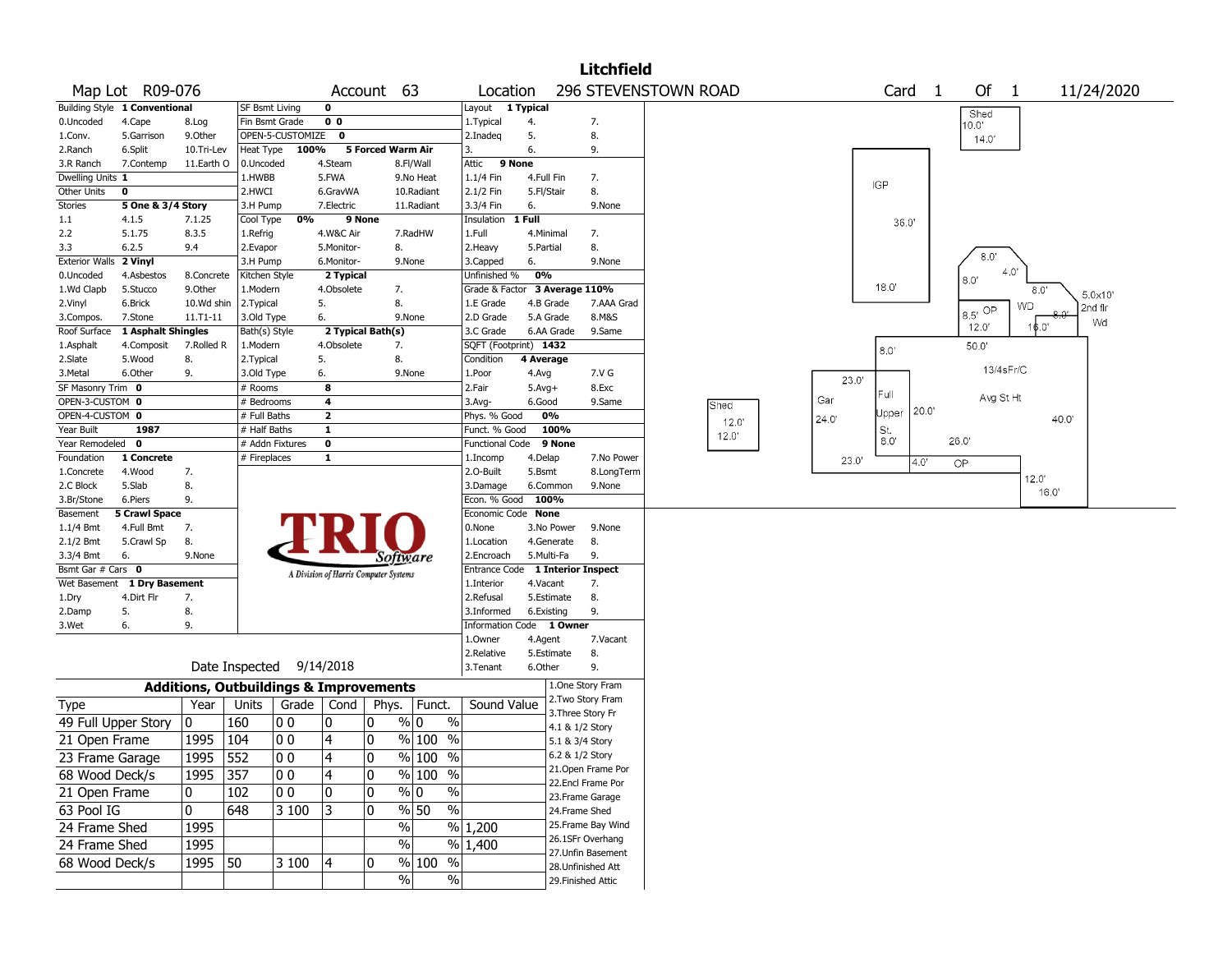# Litchfield

**Map Lot** R09-076 **Account** 63 **Location** 296 STEVENSTOWN ROAD **Card** 1 **Of** 1 11/24/2020

| Building Style | 1 Conventional | | SF Bsmt Living | 0 | | Layout | 1 Typical | |
|---|---|---|---|---|---|---|---|---|
| 0.Uncoded | 4.Cape | 8.Log | Fin Bsmt Grade | 0 0 | | 1.Typical | 4. | 7. |
| 1.Conv. | 5.Garrison | 9.Other | OPEN-5-CUSTOMIZE | 0 | | 2.Inadeq | 5. | 8. |
| 2.Ranch | 6.Split | 10.Tri-Lev | Heat Type | 100% | 5 Forced Warm Air | 3. | 6. | 9. |
| 3.R Ranch | 7.Contemp | 11.Earth O | 0.Uncoded | 4.Steam | 8.Fl/Wall | Attic | 9 None | |
| Dwelling Units | 1 | | 1.HWBB | 5.FWA | 9.No Heat | 1.1/4 Fin | 4.Full Fin | 7. |
| Other Units | 0 | | 2.HWCI | 6.GravWA | 10.Radiant | 2.1/2 Fin | 5.Fl/Stair | 8. |
| Stories | 5 One & 3/4 Story | | 3.H Pump | 7.Electric | 11.Radiant | 3.3/4 Fin | 6. | 9.None |
| 1.1 | 4.1.5 | 7.1.25 | Cool Type | 0% | 9 None | Insulation | 1 Full | |
| 2.2 | 5.1.75 | 8.3.5 | 1.Refrig | 4.W&C Air | 7.RadHW | 1.Full | 4.Minimal | 7. |
| 3.3 | 6.2.5 | 9.4 | 2.Evapor | 5.Monitor- | 8. | 2.Heavy | 5.Partial | 8. |
| Exterior Walls | 2 Vinyl | | 3.H Pump | 6.Monitor- | 9.None | 3.Capped | 6. | 9.None |
| 0.Uncoded | 4.Asbestos | 8.Concrete | Kitchen Style | 2 Typical | | Unfinished % | 0% | |
| 1.Wd Clapb | 5.Stucco | 9.Other | 1.Modern | 4.Obsolete | 7. | Grade & Factor | 3 Average 110% | |
| 2.Vinyl | 6.Brick | 10.Wd shin | 2.Typical | 5. | 8. | 1.E Grade | 4.B Grade | 7.AAA Grad |
| 3.Compos. | 7.Stone | 11.T1-11 | 3.Old Type | 6. | 9.None | 2.D Grade | 5.A Grade | 8.M&S |
| Roof Surface | 1 Asphalt Shingles | | Bath(s) Style | 2 Typical Bath(s) | | 3.C Grade | 6.AA Grade | 9.Same |
| 1.Asphalt | 4.Composit | 7.Rolled R | 1.Modern | 4.Obsolete | 7. | SQFT (Footprint) | 1432 | |
| 2.Slate | 5.Wood | 8. | 2.Typical | 5. | 8. | Condition | 4 Average | |
| 3.Metal | 6.Other | 9. | 3.Old Type | 6. | 9.None | 1.Poor | 4.Avg | 7.V G |
| SF Masonry Trim | 0 | | # Rooms | 8 | | 2.Fair | 5.Avg+ | 8.Exc |
| OPEN-3-CUSTOM | 0 | | # Bedrooms | 4 | | 3.Avg- | 6.Good | 9.Same |
| OPEN-4-CUSTOM | 0 | | # Full Baths | 2 | | Phys. % Good | 0% | |
| Year Built | 1987 | | # Half Baths | 1 | | Funct. % Good | 100% | |
| Year Remodeled | 0 | | # Addn Fixtures | 0 | | Functional Code | 9 None | |
| Foundation | 1 Concrete | | # Fireplaces | 1 | | 1.Incomp | 4.Delap | 7.No Power |
| 1.Concrete | 4.Wood | 7. | | | | 2.O-Built | 5.Bsmt | 8.LongTerm |
| 2.C Block | 5.Slab | 8. | | | | 3.Damage | 6.Common | 9.None |
| 3.Br/Stone | 6.Piers | 9. | | | | Econ. % Good | 100% | |
| Basement | 5 Crawl Space | | | | | Economic Code | None | |
| 1.1/4 Bmt | 4.Full Bmt | 7. | | | | 0.None | 3.No Power | 9.None |
| 2.1/2 Bmt | 5.Crawl Sp | 8. | | | | 1.Location | 4.Generate | 8. |
| 3.3/4 Bmt | 6. | 9.None | | | | 2.Encroach | 5.Multi-Fa | 9. |
| Bsmt Gar # Cars | 0 | | | | | Entrance Code | 1 Interior Inspect | |
| Wet Basement | 1 Dry Basement | | | | | 1.Interior | 4.Vacant | 7. |
| 1.Dry | 4.Dirt Flr | 7. | | | | 2.Refusal | 5.Estimate | 8. |
| 2.Damp | 5. | 8. | | | | 3.Informed | 6.Existing | 9. |
| 3.Wet | 6. | 9. | | | | Information Code | 1 Owner | |
| | | | | | | 1.Owner | 4.Agent | 7.Vacant |
| | | | | | | 2.Relative | 5.Estimate | 8. |
| | | | | | | 3.Tenant | 6.Other | 9. |

TRIO Software — A Division of Harris Computer Systems

Date Inspected 9/14/2018

## Additions, Outbuildings & Improvements

| Type | Year | Units | Grade | Cond | Phys. | Funct. | Sound Value |
|---|---|---|---|---|---|---|---|
| 49 Full Upper Story | 0 | 160 | 0 0 | 0 | 0 % | 0 % | |
| 21 Open Frame | 1995 | 104 | 0 0 | 4 | 0 % | 100 % | |
| 23 Frame Garage | 1995 | 552 | 0 0 | 4 | 0 % | 100 % | |
| 68 Wood Deck/s | 1995 | 357 | 0 0 | 4 | 0 % | 100 % | |
| 21 Open Frame | 0 | 102 | 0 0 | 0 | 0 % | 0 % | |
| 63 Pool IG | 0 | 648 | 3 100 | 3 | 0 % | 50 % | |
| 24 Frame Shed | 1995 | | | | % | % | 1,200 |
| 24 Frame Shed | 1995 | | | | % | % | 1,400 |
| 68 Wood Deck/s | 1995 | 50 | 3 100 | 4 | 0 % | 100 % | |
| | | | | | % | % | |

1.One Story Fram
2.Two Story Fram
3.Three Story Fr
4.1 & 1/2 Story
5.1 & 3/4 Story
6.2 & 1/2 Story
21.Open Frame Por
22.Encl Frame Por
23.Frame Garage
24.Frame Shed
25.Frame Bay Wind
26.1SFr Overhang
27.Unfin Basement
28.Unfinished Att
29.Finished Attic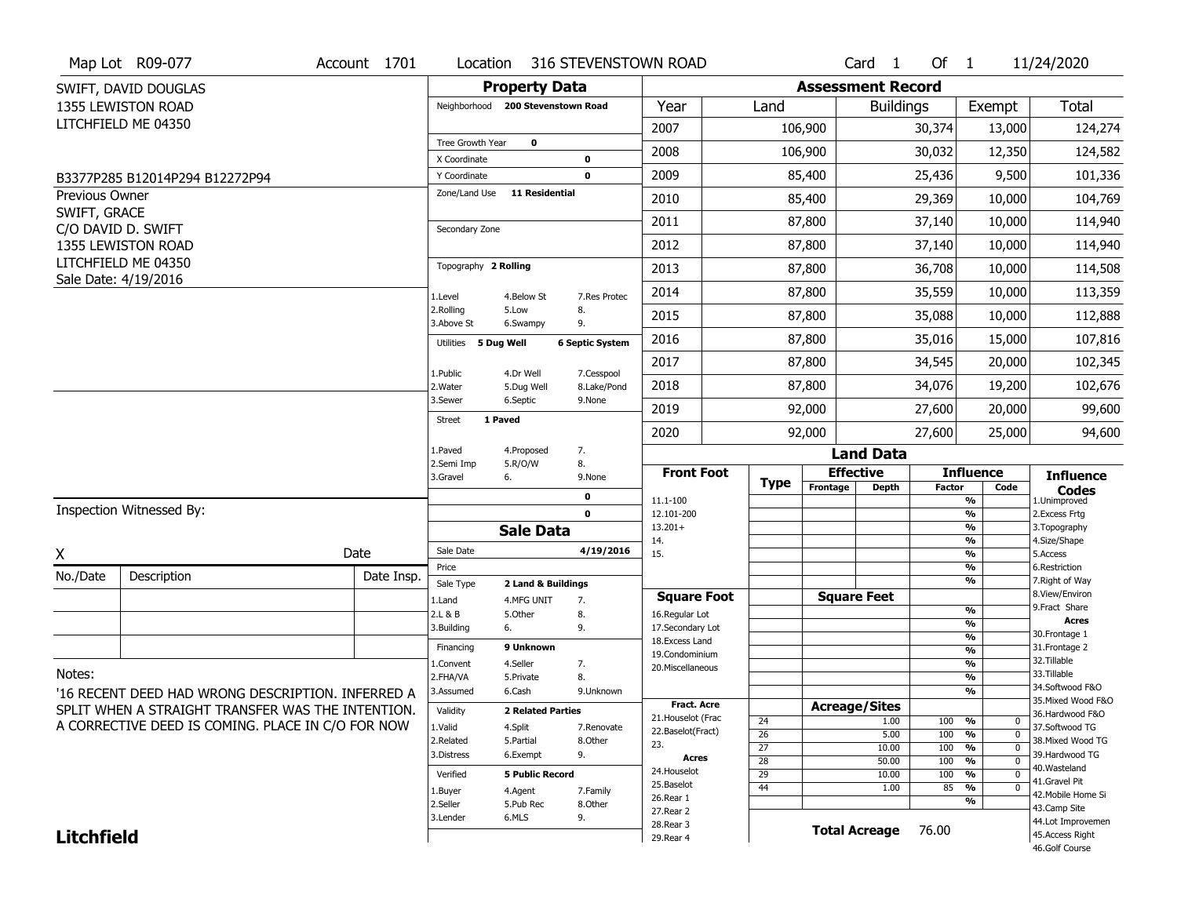Map Lot R09-077 | Account 1701 | Location 316 STEVENSTOWN ROAD | Card 1 Of 1 | 11/24/2020

SWIFT, DAVID DOUGLAS
1355 LEWISTON ROAD
LITCHFIELD ME 04350

B3377P285 B12014P294 B12272P94

Previous Owner
SWIFT, GRACE
C/O DAVID D. SWIFT
1355 LEWISTON ROAD
LITCHFIELD ME 04350
Sale Date: 4/19/2016

## Property Data

| | |
|---|---|
| Neighborhood | 200 Stevenstown Road |
| Tree Growth Year | 0 |
| X Coordinate | 0 |
| Y Coordinate | 0 |
| Zone/Land Use | 11 Residential |
| Secondary Zone | |
| Topography | 2 Rolling |
| Utilities | 5 Dug Well, 6 Septic System |
| Street | 1 Paved |

Topography codes: 1.Level, 2.Rolling, 3.Above St, 4.Below St, 5.Low, 6.Swampy, 7.Res Protec, 8., 9.

Utilities codes: 1.Public, 2.Water, 3.Sewer, 4.Dr Well, 5.Dug Well, 6.Septic, 7.Cesspool, 8.Lake/Pond, 9.None

Street codes: 1.Paved, 2.Semi Imp, 3.Gravel, 4.Proposed, 5.R/O/W, 6., 7., 8., 9.None

## Assessment Record

| Year | Land | Buildings | Exempt | Total |
|---|---|---|---|---|
| 2007 | 106,900 | 30,374 | 13,000 | 124,274 |
| 2008 | 106,900 | 30,032 | 12,350 | 124,582 |
| 2009 | 85,400 | 25,436 | 9,500 | 101,336 |
| 2010 | 85,400 | 29,369 | 10,000 | 104,769 |
| 2011 | 87,800 | 37,140 | 10,000 | 114,940 |
| 2012 | 87,800 | 37,140 | 10,000 | 114,940 |
| 2013 | 87,800 | 36,708 | 10,000 | 114,508 |
| 2014 | 87,800 | 35,559 | 10,000 | 113,359 |
| 2015 | 87,800 | 35,088 | 10,000 | 112,888 |
| 2016 | 87,800 | 35,016 | 15,000 | 107,816 |
| 2017 | 87,800 | 34,545 | 20,000 | 102,345 |
| 2018 | 87,800 | 34,076 | 19,200 | 102,676 |
| 2019 | 92,000 | 27,600 | 20,000 | 99,600 |
| 2020 | 92,000 | 27,600 | 25,000 | 94,600 |

## Sale Data

| | |
|---|---|
| Sale Date | 4/19/2016 |
| Price | |
| Sale Type | 2 Land & Buildings |
| Financing | 9 Unknown |
| Validity | 2 Related Parties |
| Verified | 5 Public Record |

Sale Type codes: 1.Land, 2.L & B, 3.Building, 4.MFG UNIT, 5.Other, 6., 7., 8., 9.

Financing codes: 1.Convent, 2.FHA/VA, 3.Assumed, 4.Seller, 5.Private, 6.Cash, 7., 8., 9.Unknown

Validity codes: 1.Valid, 2.Related, 3.Distress, 4.Split, 5.Partial, 6.Exempt, 7.Renovate, 8.Other, 9.

Verified codes: 1.Buyer, 2.Seller, 3.Lender, 4.Agent, 5.Pub Rec, 6.MLS, 7.Family, 8.Other, 9.

## Land Data

Front Foot: 11.1-100, 12.101-200, 13.201+, 14., 15.

Square Foot: 16.Regular Lot, 17.Secondary Lot, 18.Excess Land, 19.Condominium, 20.Miscellaneous

Fract. Acre: 21.Houselot (Frac, 22.Baselot(Fract), 23.

Acres: 24.Houselot, 25.Baselot, 26.Rear 1, 27.Rear 2, 28.Rear 3, 29.Rear 4

### Acreage/Sites

| Type | Acreage/Sites | Factor | Code |
|---|---|---|---|
| 24 | 1.00 | 100 % | 0 |
| 26 | 5.00 | 100 % | 0 |
| 27 | 10.00 | 100 % | 0 |
| 28 | 50.00 | 100 % | 0 |
| 29 | 10.00 | 100 % | 0 |
| 44 | 1.00 | 85 % | 0 |

**Total Acreage** 76.00

Influence Codes: 1.Unimproved, 2.Excess Frtg, 3.Topography, 4.Size/Shape, 5.Access, 6.Restriction, 7.Right of Way, 8.View/Environ, 9.Fract Share

Acres: 30.Frontage 1, 31.Frontage 2, 32.Tillable, 33.Tillable, 34.Softwood F&O, 35.Mixed Wood F&O, 36.Hardwood F&O, 37.Softwood TG, 38.Mixed Wood TG, 39.Hardwood TG, 40.Wasteland, 41.Gravel Pit, 42.Mobile Home Si, 43.Camp Site, 44.Lot Improvemen, 45.Access Right, 46.Golf Course

Inspection Witnessed By:

X ______________________ Date

| No./Date | Description | Date Insp. |
|---|---|---|
| | | |
| | | |
| | | |

Notes:

'16 RECENT DEED HAD WRONG DESCRIPTION. INFERRED A SPLIT WHEN A STRAIGHT TRANSFER WAS THE INTENTION. A CORRECTIVE DEED IS COMING. PLACE IN C/O FOR NOW

**Litchfield**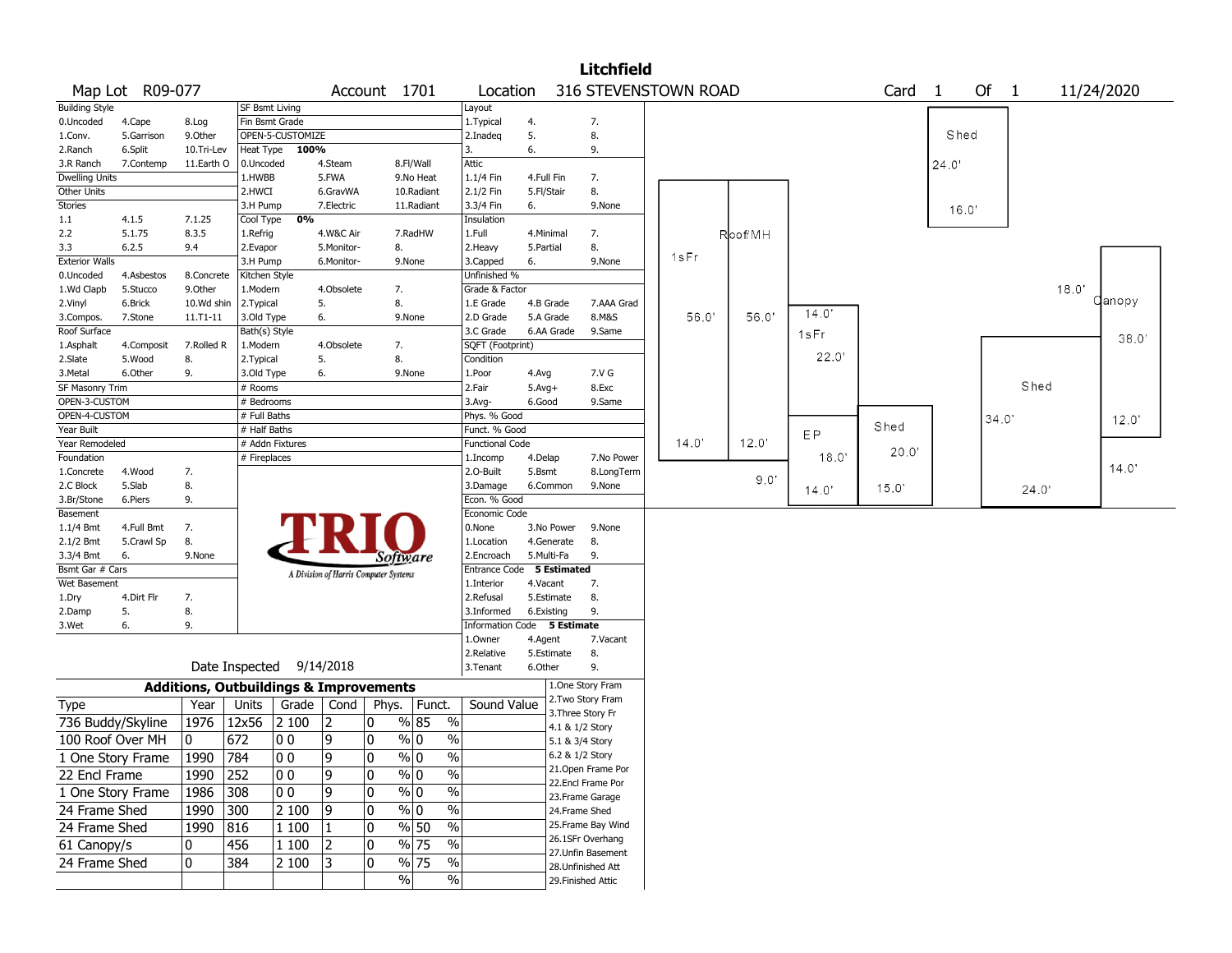# Litchfield

**Map Lot** R09-077 **Account** 1701 **Location** 316 STEVENSTOWN ROAD **Card** 1 **Of** 1 11/24/2020

| Building Style | | | SF Bsmt Living | | | Layout | | |
|---|---|---|---|---|---|---|---|---|
| 0.Uncoded | 4.Cape | 8.Log | Fin Bsmt Grade | | | 1.Typical | 4. | 7. |
| 1.Conv. | 5.Garrison | 9.Other | OPEN-5-CUSTOMIZE | | | 2.Inadeq | 5. | 8. |
| 2.Ranch | 6.Split | 10.Tri-Lev | Heat Type **100%** | | | 3. | 6. | 9. |
| 3.R Ranch | 7.Contemp | 11.Earth O | 0.Uncoded | 4.Steam | 8.Fl/Wall | Attic | | |
| Dwelling Units | | | 1.HWBB | 5.FWA | 9.No Heat | 1.1/4 Fin | 4.Full Fin | 7. |
| Other Units | | | 2.HWCI | 6.GravWA | 10.Radiant | 2.1/2 Fin | 5.Fl/Stair | 8. |
| Stories | | | 3.H Pump | 7.Electric | 11.Radiant | 3.3/4 Fin | 6. | 9.None |
| 1.1 | 4.1.5 | 7.1.25 | Cool Type **0%** | | | Insulation | | |
| 2.2 | 5.1.75 | 8.3.5 | 1.Refrig | 4.W&C Air | 7.RadHW | 1.Full | 4.Minimal | 7. |
| 3.3 | 6.2.5 | 9.4 | 2.Evapor | 5.Monitor- | 8. | 2.Heavy | 5.Partial | 8. |
| Exterior Walls | | | 3.H Pump | 6.Monitor- | 9.None | 3.Capped | 6. | 9.None |
| 0.Uncoded | 4.Asbestos | 8.Concrete | Kitchen Style | | | Unfinished % | | |
| 1.Wd Clapb | 5.Stucco | 9.Other | 1.Modern | 4.Obsolete | 7. | Grade & Factor | | |
| 2.Vinyl | 6.Brick | 10.Wd shin | 2.Typical | 5. | 8. | 1.E Grade | 4.B Grade | 7.AAA Grad |
| 3.Compos. | 7.Stone | 11.T1-11 | 3.Old Type | 6. | 9.None | 2.D Grade | 5.A Grade | 8.M&S |
| Roof Surface | | | Bath(s) Style | | | 3.C Grade | 6.AA Grade | 9.Same |
| 1.Asphalt | 4.Composit | 7.Rolled R | 1.Modern | 4.Obsolete | 7. | SQFT (Footprint) | | |
| 2.Slate | 5.Wood | 8. | 2.Typical | 5. | 8. | Condition | | |
| 3.Metal | 6.Other | 9. | 3.Old Type | 6. | 9.None | 1.Poor | 4.Avg | 7.V G |
| SF Masonry Trim | | | # Rooms | | | 2.Fair | 5.Avg+ | 8.Exc |
| OPEN-3-CUSTOM | | | # Bedrooms | | | 3.Avg- | 6.Good | 9.Same |
| OPEN-4-CUSTOM | | | # Full Baths | | | Phys. % Good | | |
| Year Built | | | # Half Baths | | | Funct. % Good | | |
| Year Remodeled | | | # Addn Fixtures | | | Functional Code | | |
| Foundation | | | # Fireplaces | | | 1.Incomp | 4.Delap | 7.No Power |
| 1.Concrete | 4.Wood | 7. | | | | 2.O-Built | 5.Bsmt | 8.LongTerm |
| 2.C Block | 5.Slab | 8. | | | | 3.Damage | 6.Common | 9.None |
| 3.Br/Stone | 6.Piers | 9. | | | | Econ. % Good | | |
| Basement | | | | | | Economic Code | | |
| 1.1/4 Bmt | 4.Full Bmt | 7. | | | | 0.None | 3.No Power | 9.None |
| 2.1/2 Bmt | 5.Crawl Sp | 8. | | | | 1.Location | 4.Generate | 8. |
| 3.3/4 Bmt | 6. | 9.None | | | | 2.Encroach | 5.Multi-Fa | 9. |
| Bsmt Gar # Cars | | | | | | Entrance Code **5 Estimated** | | |
| Wet Basement | | | | | | 1.Interior | 4.Vacant | 7. |
| 1.Dry | 4.Dirt Flr | 7. | | | | 2.Refusal | 5.Estimate | 8. |
| 2.Damp | 5. | 8. | | | | 3.Informed | 6.Existing | 9. |
| 3.Wet | 6. | 9. | | | | Information Code **5 Estimate** | | |
| | | | | | | 1.Owner | 4.Agent | 7.Vacant |
| | | | | | | 2.Relative | 5.Estimate | 8. |
| | | | | | | 3.Tenant | 6.Other | 9. |

Date Inspected 9/14/2018

## Additions, Outbuildings & Improvements

| Type | Year | Units | Grade | Cond | Phys. | Funct. | Sound Value |
|---|---|---|---|---|---|---|---|
| 736 Buddy/Skyline | 1976 | 12x56 | 2 100 | 2 | 0 % | 85 % | |
| 100 Roof Over MH | 0 | 672 | 0 0 | 9 | 0 % | 0 % | |
| 1 One Story Frame | 1990 | 784 | 0 0 | 9 | 0 % | 0 % | |
| 22 Encl Frame | 1990 | 252 | 0 0 | 9 | 0 % | 0 % | |
| 1 One Story Frame | 1986 | 308 | 0 0 | 9 | 0 % | 0 % | |
| 24 Frame Shed | 1990 | 300 | 2 100 | 9 | 0 % | 0 % | |
| 24 Frame Shed | 1990 | 816 | 1 100 | 1 | 0 % | 50 % | |
| 61 Canopy/s | 0 | 456 | 1 100 | 2 | 0 % | 75 % | |
| 24 Frame Shed | 0 | 384 | 2 100 | 3 | 0 % | 75 % | |
| | | | | | % | % | |

1.One Story Fram
2.Two Story Fram
3.Three Story Fr
4.1 & 1/2 Story
5.1 & 3/4 Story
6.2 & 1/2 Story
21.Open Frame Por
22.Encl Frame Por
23.Frame Garage
24.Frame Shed
25.Frame Bay Wind
26.1SFr Overhang
27.Unfin Basement
28.Unfinished Att
29.Finished Attic

Sketch labels: Shed 24.0' 16.0'; Roof/MH; 1sFr 56.0' 56.0' 14.0' 12.0' 9.0'; 14.0' 1sFr 22.0'; EP 18.0' 14.0'; Shed 20.0' 15.0'; 18.0' Canopy 38.0'; Shed 34.0' 12.0' 14.0' 24.0'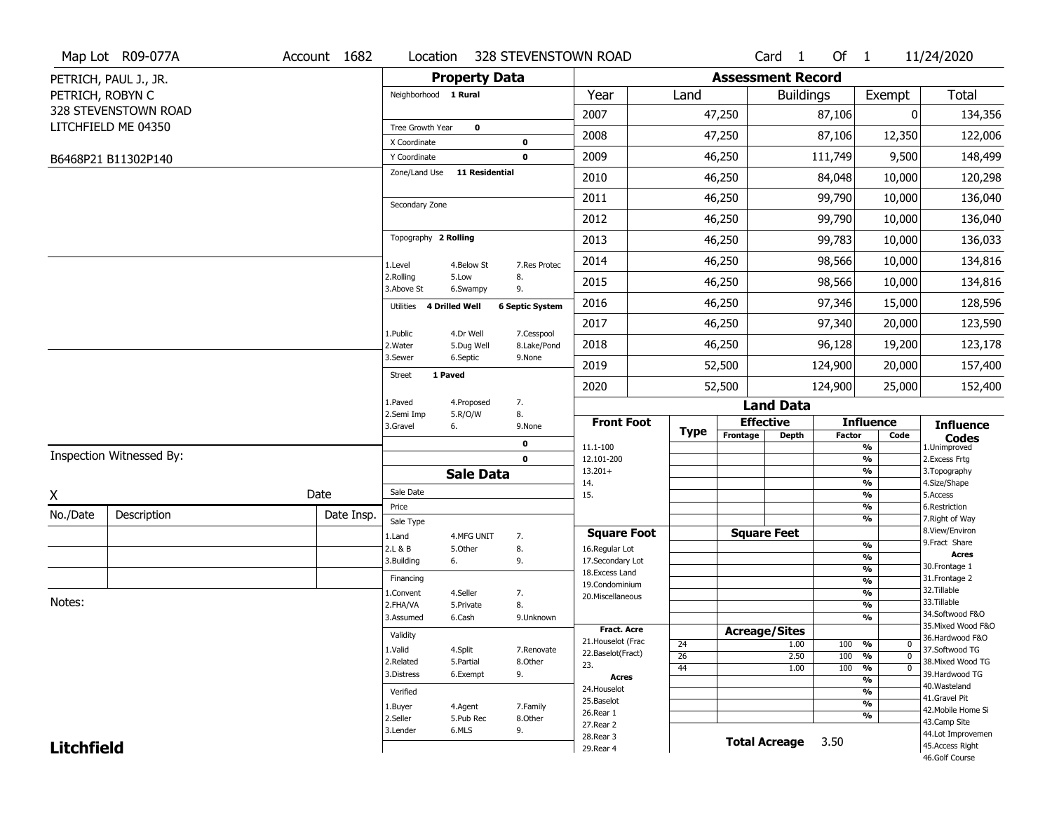Map Lot R09-077A | Account 1682 | Location 328 STEVENSTOWN ROAD | Card 1 Of 1 | 11/24/2020

PETRICH, PAUL J., JR.
PETRICH, ROBYN C
328 STEVENSTOWN ROAD
LITCHFIELD ME 04350

B6468P21 B11302P140

## Property Data

Neighborhood **1 Rural**

Tree Growth Year **0**

X Coordinate **0**

Y Coordinate **0**

Zone/Land Use **11 Residential**

Secondary Zone

Topography **2 Rolling**

1.Level 4.Below St 7.Res Protec
2.Rolling 5.Low 8.
3.Above St 6.Swampy 9.

Utilities **4 Drilled Well** **6 Septic System**

1.Public 4.Dr Well 7.Cesspool
2.Water 5.Dug Well 8.Lake/Pond
3.Sewer 6.Septic 9.None

Street **1 Paved**

1.Paved 4.Proposed 7.
2.Semi Imp 5.R/O/W 8.
3.Gravel 6. 9.None

**0**

**0**

## Assessment Record

| Year | Land | Buildings | Exempt | Total |
|---|---|---|---|---|
| 2007 | 47,250 | 87,106 | 0 | 134,356 |
| 2008 | 47,250 | 87,106 | 12,350 | 122,006 |
| 2009 | 46,250 | 111,749 | 9,500 | 148,499 |
| 2010 | 46,250 | 84,048 | 10,000 | 120,298 |
| 2011 | 46,250 | 99,790 | 10,000 | 136,040 |
| 2012 | 46,250 | 99,790 | 10,000 | 136,040 |
| 2013 | 46,250 | 99,783 | 10,000 | 136,033 |
| 2014 | 46,250 | 98,566 | 10,000 | 134,816 |
| 2015 | 46,250 | 98,566 | 10,000 | 134,816 |
| 2016 | 46,250 | 97,346 | 15,000 | 128,596 |
| 2017 | 46,250 | 97,340 | 20,000 | 123,590 |
| 2018 | 46,250 | 96,128 | 19,200 | 123,178 |
| 2019 | 52,500 | 124,900 | 20,000 | 157,400 |
| 2020 | 52,500 | 124,900 | 25,000 | 152,400 |

## Land Data

| | Type | Effective Frontage | Effective Depth | Influence Factor | Influence Code |
|---|---|---|---|---|---|
| **Front Foot** | | | | | |
| 11.1-100 | | | | % | |
| 12.101-200 | | | | % | |
| 13.201+ | | | | % | |
| 14. | | | | % | |
| 15. | | | | % | |
| | | | | % | |
| | | | | % | |
| **Square Foot** | | **Square Feet** | | | |
| 16.Regular Lot | | | | % | |
| 17.Secondary Lot | | | | % | |
| 18.Excess Land | | | | % | |
| 19.Condominium | | | | % | |
| 20.Miscellaneous | | | | % | |
| | | | | % | |
| | | | | % | |
| **Fract. Acre** | | **Acreage/Sites** | | | |
| 21.Houselot (Frac | 24 | | 1.00 | 100 % | 0 |
| 22.Baselot(Fract) | 26 | | 2.50 | 100 % | 0 |
| 23. | 44 | | 1.00 | 100 % | 0 |
| **Acres** | | | | % | |
| 24.Houselot | | | | % | |
| 25.Baselot | | | | % | |
| 26.Rear 1 | | | | % | |
| 27.Rear 2 | | | | | |
| 28.Rear 3 | | | | | |
| 29.Rear 4 | | | | | |

**Total Acreage** 3.50

**Influence Codes**
1.Unimproved
2.Excess Frtg
3.Topography
4.Size/Shape
5.Access
6.Restriction
7.Right of Way
8.View/Environ
9.Fract Share
**Acres**
30.Frontage 1
31.Frontage 2
32.Tillable
33.Tillable
34.Softwood F&O
35.Mixed Wood F&O
36.Hardwood F&O
37.Softwood TG
38.Mixed Wood TG
39.Hardwood TG
40.Wasteland
41.Gravel Pit
42.Mobile Home Si
43.Camp Site
44.Lot Improvemen
45.Access Right
46.Golf Course

## Sale Data

Sale Date

Price

Sale Type
1.Land 4.MFG UNIT 7.
2.L & B 5.Other 8.
3.Building 6. 9.

Financing
1.Convent 4.Seller 7.
2.FHA/VA 5.Private 8.
3.Assumed 6.Cash 9.Unknown

Validity
1.Valid 4.Split 7.Renovate
2.Related 5.Partial 8.Other
3.Distress 6.Exempt 9.

Verified
1.Buyer 4.Agent 7.Family
2.Seller 5.Pub Rec 8.Other
3.Lender 6.MLS 9.

Inspection Witnessed By:

X Date

| No./Date | Description | Date Insp. |
|---|---|---|
| | | |
| | | |
| | | |

Notes:

**Litchfield**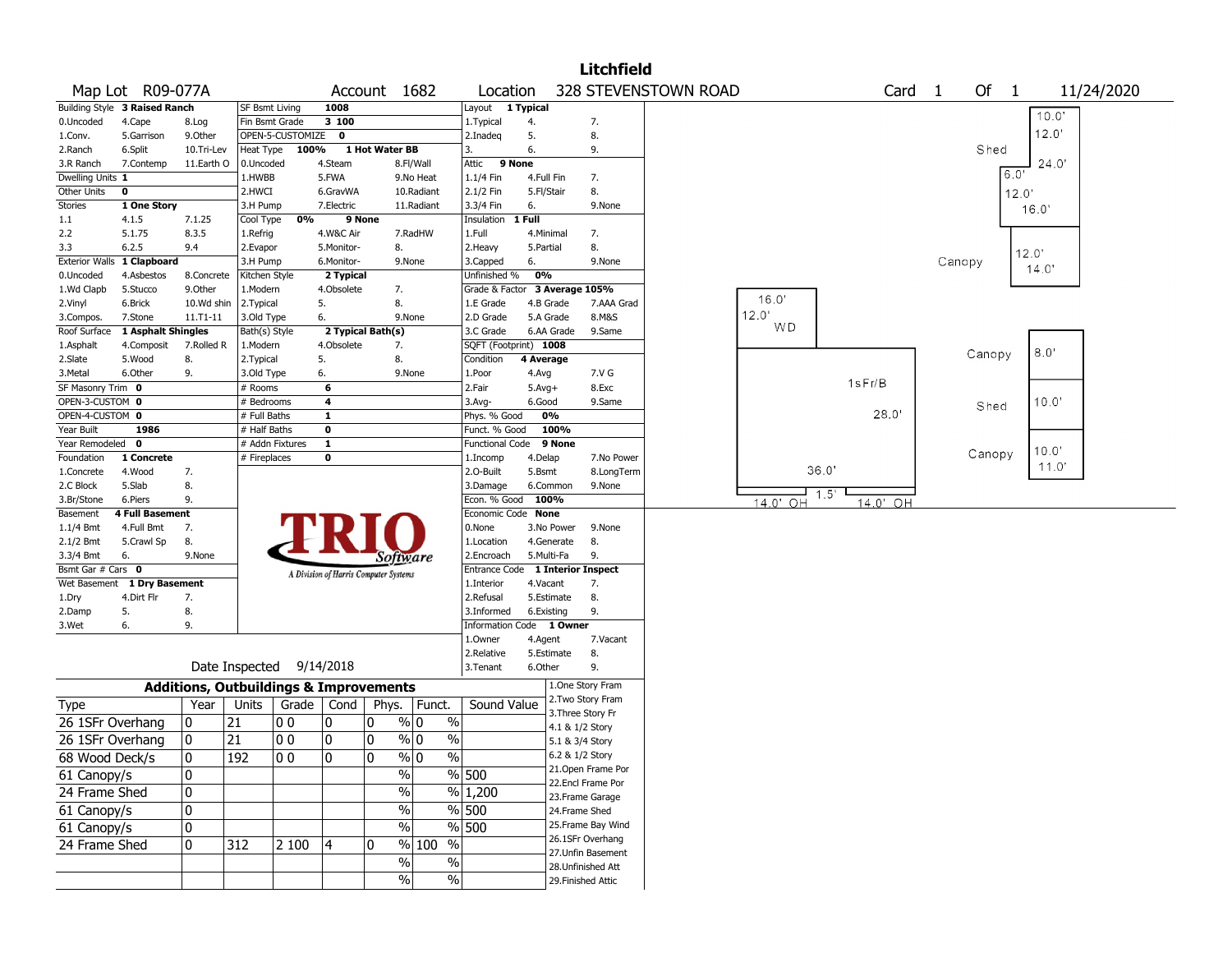# Litchfield

**Map Lot** R09-077A **Account** 1682 **Location** 328 STEVENSTOWN ROAD **Card** 1 **Of** 1 11/24/2020

| Building Style | 3 Raised Ranch | SF Bsmt Living | 1008 | Layout | 1 Typical |
|---|---|---|---|---|---|
| 0.Uncoded 4.Cape 8.Log | | Fin Bsmt Grade | 3 100 | 1.Typical 4. 7. | |
| 1.Conv. 5.Garrison 9.Other | | OPEN-5-CUSTOMIZE | 0 | 2.Inadeq 5. 8. | |
| 2.Ranch 6.Split 10.Tri-Lev | | Heat Type 100% | 1 Hot Water BB | 3. 6. 9. | |
| 3.R Ranch 7.Contemp 11.Earth O | | 0.Uncoded 4.Steam 8.Fl/Wall | | Attic | 9 None |
| Dwelling Units | 1 | 1.HWBB 5.FWA 9.No Heat | | 1.1/4 Fin 4.Full Fin 7. | |
| Other Units | 0 | 2.HWCI 6.GravWA 10.Radiant | | 2.1/2 Fin 5.Fl/Stair 8. | |
| Stories | 1 One Story | 3.H Pump 7.Electric 11.Radiant | | 3.3/4 Fin 6. 9.None | |
| 1.1 4.1.5 7.1.25 | | Cool Type 0% | 9 None | Insulation | 1 Full |
| 2.2 5.1.75 8.3.5 | | 1.Refrig 4.W&C Air 7.RadHW | | 1.Full 4.Minimal 7. | |
| 3.3 6.2.5 9.4 | | 2.Evapor 5.Monitor- 8. | | 2.Heavy 5.Partial 8. | |
| Exterior Walls | 1 Clapboard | 3.H Pump 6.Monitor- 9.None | | 3.Capped 6. 9.None | |
| 0.Uncoded 4.Asbestos 8.Concrete | | Kitchen Style | 2 Typical | Unfinished % | 0% |
| 1.Wd Clapb 5.Stucco 9.Other | | 1.Modern 4.Obsolete 7. | | Grade & Factor | 3 Average 105% |
| 2.Vinyl 6.Brick 10.Wd shin | | 2.Typical 5. 8. | | 1.E Grade 4.B Grade 7.AAA Grad | |
| 3.Compos. 7.Stone 11.T1-11 | | 3.Old Type 6. 9.None | | 2.D Grade 5.A Grade 8.M&S | |
| Roof Surface | 1 Asphalt Shingles | Bath(s) Style | 2 Typical Bath(s) | 3.C Grade 6.AA Grade 9.Same | |
| 1.Asphalt 4.Composit 7.Rolled R | | 1.Modern 4.Obsolete 7. | | SQFT (Footprint) | 1008 |
| 2.Slate 5.Wood 8. | | 2.Typical 5. 8. | | Condition | 4 Average |
| 3.Metal 6.Other 9. | | 3.Old Type 6. 9.None | | 1.Poor 4.Avg 7.V G | |
| SF Masonry Trim | 0 | # Rooms | 6 | 2.Fair 5.Avg+ 8.Exc | |
| OPEN-3-CUSTOM | 0 | # Bedrooms | 4 | 3.Avg- 6.Good 9.Same | |
| OPEN-4-CUSTOM | 0 | # Full Baths | 1 | Phys. % Good | 0% |
| Year Built | 1986 | # Half Baths | 0 | Funct. % Good | 100% |
| Year Remodeled | 0 | # Addn Fixtures | 1 | Functional Code | 9 None |
| Foundation | 1 Concrete | # Fireplaces | 0 | 1.Incomp 4.Delap 7.No Power | |
| 1.Concrete 4.Wood 7. | | | | 2.O-Built 5.Bsmt 8.LongTerm | |
| 2.C Block 5.Slab 8. | | | | 3.Damage 6.Common 9.None | |
| 3.Br/Stone 6.Piers 9. | | | | Econ. % Good | 100% |
| Basement | 4 Full Basement | | | Economic Code | None |
| 1.1/4 Bmt 4.Full Bmt 7. | | | | 0.None 3.No Power 9.None | |
| 2.1/2 Bmt 5.Crawl Sp 8. | | | | 1.Location 4.Generate 8. | |
| 3.3/4 Bmt 6. 9.None | | | | 2.Encroach 5.Multi-Fa 9. | |
| Bsmt Gar # Cars | 0 | | | Entrance Code | 1 Interior Inspect |
| Wet Basement | 1 Dry Basement | | | 1.Interior 4.Vacant 7. | |
| 1.Dry 4.Dirt Flr 7. | | | | 2.Refusal 5.Estimate 8. | |
| 2.Damp 5. 8. | | | | 3.Informed 6.Existing 9. | |
| 3.Wet 6. 9. | | | | Information Code | 1 Owner |
| | | | | 1.Owner 4.Agent 7.Vacant | |
| | | | | 2.Relative 5.Estimate 8. | |
| Date Inspected | 9/14/2018 | | | 3.Tenant 6.Other 9. | |

TRIO Software — A Division of Harris Computer Systems

## Additions, Outbuildings & Improvements

| Type | Year | Units | Grade | Cond | Phys. | Funct. | Sound Value |
|---|---|---|---|---|---|---|---|
| 26 1SFr Overhang | 0 | 21 | 0 0 | 0 | 0 % | 0 % | |
| 26 1SFr Overhang | 0 | 21 | 0 0 | 0 | 0 % | 0 % | |
| 68 Wood Deck/s | 0 | 192 | 0 0 | 0 | 0 % | 0 % | |
| 61 Canopy/s | 0 | | | | % | % | 500 |
| 24 Frame Shed | 0 | | | | % | % | 1,200 |
| 61 Canopy/s | 0 | | | | % | % | 500 |
| 61 Canopy/s | 0 | | | | % | % | 500 |
| 24 Frame Shed | 0 | 312 | 2 100 | 4 | 0 % | 100 % | |
| | | | | | % | % | |
| | | | | | % | % | |

1.One Story Fram, 2.Two Story Fram, 3.Three Story Fr, 4.1 & 1/2 Story, 5.1 & 3/4 Story, 6.2 & 1/2 Story, 21.Open Frame Por, 22.Encl Frame Por, 23.Frame Garage, 24.Frame Shed, 25.Frame Bay Wind, 26.1SFr Overhang, 27.Unfin Basement, 28.Unfinished Att, 29.Finished Attic

Sketch labels: Shed 10.0' 12.0' 24.0' 6.0' 12.0' 16.0'; Canopy 12.0' 14.0'; WD 16.0' 12.0'; 1sFr/B 28.0' 36.0' 1.5' 14.0' OH 14.0' OH; Canopy 8.0'; Shed 10.0'; Canopy 10.0' 11.0'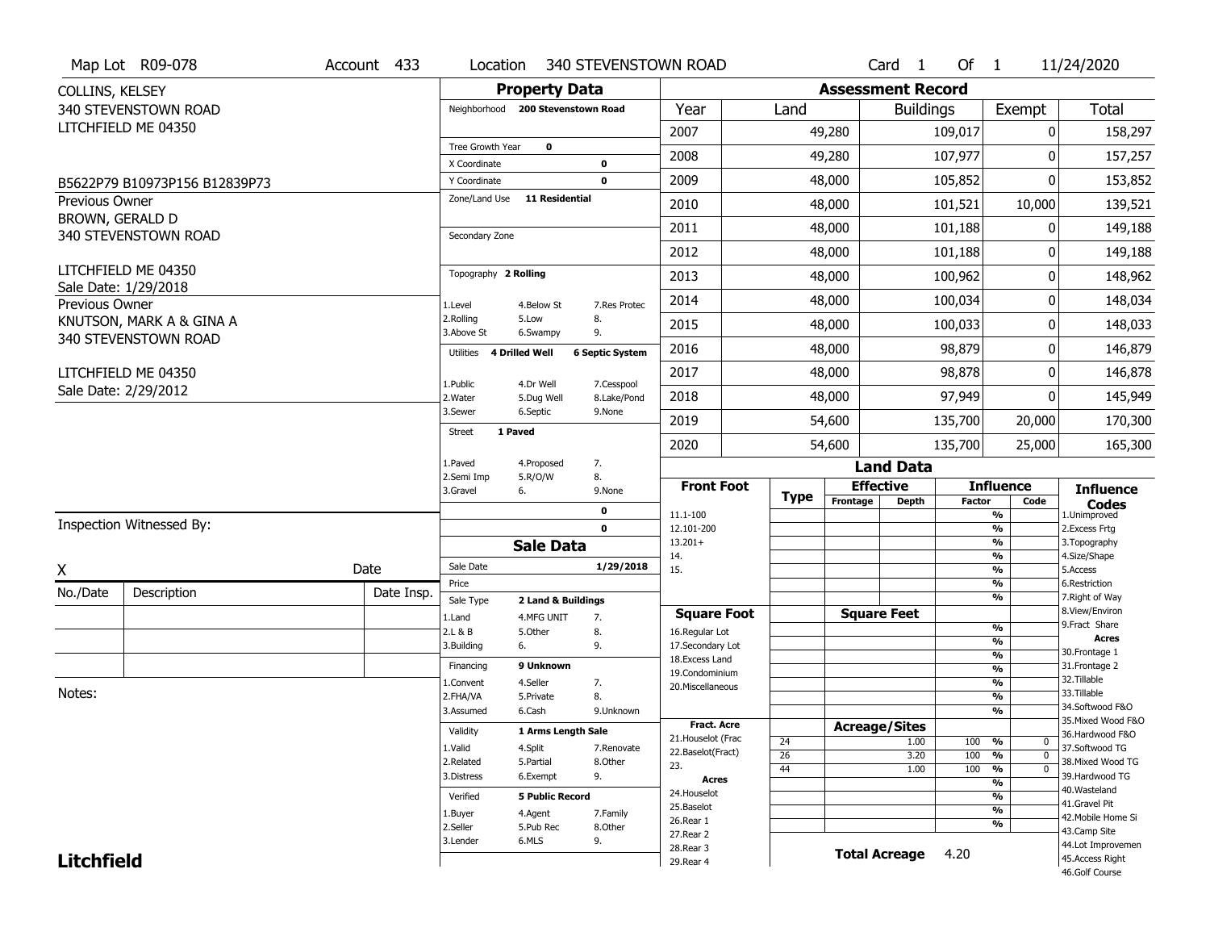Map Lot R09-078 | Account 433 | Location 340 STEVENSTOWN ROAD | Card 1 Of 1 | 11/24/2020

COLLINS, KELSEY
340 STEVENSTOWN ROAD
LITCHFIELD ME 04350

B5622P79 B10973P156 B12839P73

Previous Owner
BROWN, GERALD D
340 STEVENSTOWN ROAD
LITCHFIELD ME 04350
Sale Date: 1/29/2018

Previous Owner
KNUTSON, MARK A & GINA A
340 STEVENSTOWN ROAD
LITCHFIELD ME 04350
Sale Date: 2/29/2012

## Property Data

Neighborhood **200 Stevenstown Road**

Tree Growth Year **0**
X Coordinate **0**
Y Coordinate **0**
Zone/Land Use **11 Residential**

Secondary Zone

Topography **2 Rolling**

1.Level 4.Below St 7.Res Protec
2.Rolling 5.Low 8.
3.Above St 6.Swampy 9.

Utilities **4 Drilled Well** **6 Septic System**

1.Public 4.Dr Well 7.Cesspool
2.Water 5.Dug Well 8.Lake/Pond
3.Sewer 6.Septic 9.None

Street **1 Paved**

1.Paved 4.Proposed 7.
2.Semi Imp 5.R/O/W 8.
3.Gravel 6. 9.None

0
0

## Sale Data

Sale Date **1/29/2018**
Price
Sale Type **2 Land & Buildings**

1.Land 4.MFG UNIT 7.
2.L & B 5.Other 8.
3.Building 6. 9.

Financing **9 Unknown**

1.Convent 4.Seller 7.
2.FHA/VA 5.Private 8.
3.Assumed 6.Cash 9.Unknown

Validity **1 Arms Length Sale**

1.Valid 4.Split 7.Renovate
2.Related 5.Partial 8.Other
3.Distress 6.Exempt 9.

Verified **5 Public Record**

1.Buyer 4.Agent 7.Family
2.Seller 5.Pub Rec 8.Other
3.Lender 6.MLS 9.

## Assessment Record

| Year | Land | Buildings | Exempt | Total |
|---|---|---|---|---|
| 2007 | 49,280 | 109,017 | 0 | 158,297 |
| 2008 | 49,280 | 107,977 | 0 | 157,257 |
| 2009 | 48,000 | 105,852 | 0 | 153,852 |
| 2010 | 48,000 | 101,521 | 10,000 | 139,521 |
| 2011 | 48,000 | 101,188 | 0 | 149,188 |
| 2012 | 48,000 | 101,188 | 0 | 149,188 |
| 2013 | 48,000 | 100,962 | 0 | 148,962 |
| 2014 | 48,000 | 100,034 | 0 | 148,034 |
| 2015 | 48,000 | 100,033 | 0 | 148,033 |
| 2016 | 48,000 | 98,879 | 0 | 146,879 |
| 2017 | 48,000 | 98,878 | 0 | 146,878 |
| 2018 | 48,000 | 97,949 | 0 | 145,949 |
| 2019 | 54,600 | 135,700 | 20,000 | 170,300 |
| 2020 | 54,600 | 135,700 | 25,000 | 165,300 |

## Land Data

| Front Foot | Type | Effective Frontage | Effective Depth | Influence Factor | Influence Code |
|---|---|---|---|---|---|
| 11.1-100 | | | | % | |
| 12.101-200 | | | | % | |
| 13.201+ | | | | % | |
| 14. | | | | % | |
| 15. | | | | % | |

| Square Foot | | Square Feet | | |
|---|---|---|---|---|
| 16.Regular Lot | | | % | |
| 17.Secondary Lot | | | % | |
| 18.Excess Land | | | % | |
| 19.Condominium | | | % | |
| 20.Miscellaneous | | | % | |

| Fract. Acre / Acres | Type | Acreage/Sites | Factor | Code |
|---|---|---|---|---|
| 21.Houselot (Frac | 24 | 1.00 | 100 % | 0 |
| 22.Baselot(Fract) | 26 | 3.20 | 100 % | 0 |
| 23. | 44 | 1.00 | 100 % | 0 |
| 24.Houselot | | | % | |
| 25.Baselot | | | % | |
| 26.Rear 1 | | | % | |
| 27.Rear 2 | | | % | |
| 28.Rear 3 | | | | |
| 29.Rear 4 | | | | |

**Total Acreage** 4.20

**Influence Codes**
1.Unimproved
2.Excess Frtg
3.Topography
4.Size/Shape
5.Access
6.Restriction
7.Right of Way
8.View/Environ
9.Fract Share

**Acres**
30.Frontage 1
31.Frontage 2
32.Tillable
33.Tillable
34.Softwood F&O
35.Mixed Wood F&O
36.Hardwood F&O
37.Softwood TG
38.Mixed Wood TG
39.Hardwood TG
40.Wasteland
41.Gravel Pit
42.Mobile Home Si
43.Camp Site
44.Lot Improvemen
45.Access Right
46.Golf Course

Inspection Witnessed By:

X | Date

| No./Date | Description | Date Insp. |
|---|---|---|
| | | |
| | | |
| | | |

Notes:

**Litchfield**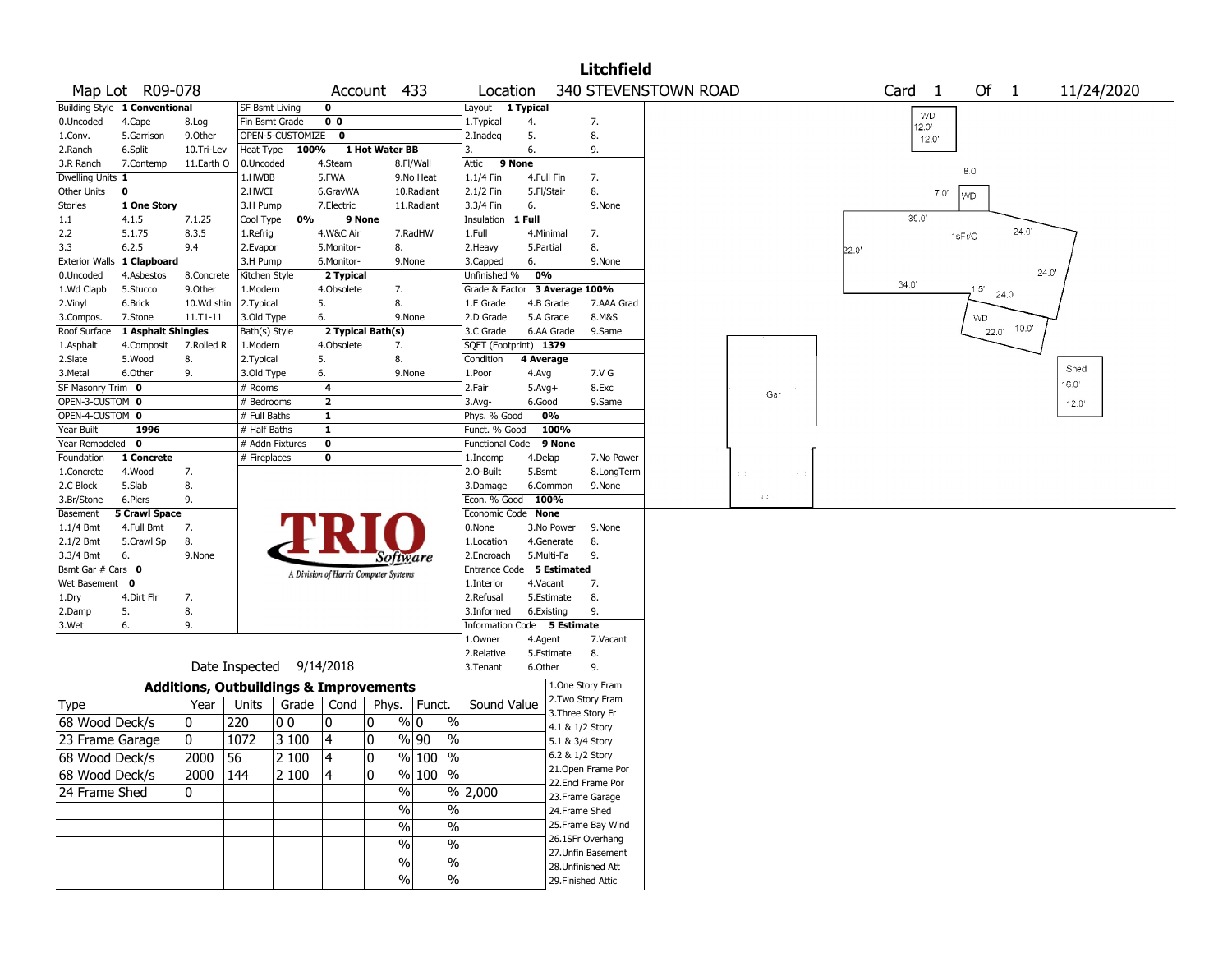# Litchfield

Map Lot R09-078 | Account 433 | Location 340 STEVENSTOWN ROAD | Card 1 Of 1 | 11/24/2020

| Building Style | 1 Conventional | | SF Bsmt Living | 0 | | Layout | 1 Typical | |
|---|---|---|---|---|---|---|---|---|
| 0.Uncoded | 4.Cape | 8.Log | Fin Bsmt Grade | 0 0 | | 1.Typical | 4. | 7. |
| 1.Conv. | 5.Garrison | 9.Other | OPEN-5-CUSTOMIZE | 0 | | 2.Inadeq | 5. | 8. |
| 2.Ranch | 6.Split | 10.Tri-Lev | Heat Type 100% | 1 Hot Water BB | | 3. | 6. | 9. |
| 3.R Ranch | 7.Contemp | 11.Earth O | 0.Uncoded | 4.Steam | 8.Fl/Wall | Attic | 9 None | |
| Dwelling Units | 1 | | 1.HWBB | 5.FWA | 9.No Heat | 1.1/4 Fin | 4.Full Fin | 7. |
| Other Units | 0 | | 2.HWCI | 6.GravWA | 10.Radiant | 2.1/2 Fin | 5.Fl/Stair | 8. |
| Stories | 1 One Story | | 3.H Pump | 7.Electric | 11.Radiant | 3.3/4 Fin | 6. | 9.None |
| 1.1 | 4.1.5 | 7.1.25 | Cool Type 0% | 9 None | | Insulation | 1 Full | |
| 2.2 | 5.1.75 | 8.3.5 | 1.Refrig | 4.W&C Air | 7.RadHW | 1.Full | 4.Minimal | 7. |
| 3.3 | 6.2.5 | 9.4 | 2.Evapor | 5.Monitor- | 8. | 2.Heavy | 5.Partial | 8. |
| Exterior Walls | 1 Clapboard | | 3.H Pump | 6.Monitor- | 9.None | 3.Capped | 6. | 9.None |
| 0.Uncoded | 4.Asbestos | 8.Concrete | Kitchen Style | 2 Typical | | Unfinished % | 0% | |
| 1.Wd Clapb | 5.Stucco | 9.Other | 1.Modern | 4.Obsolete | 7. | Grade & Factor | 3 Average 100% | |
| 2.Vinyl | 6.Brick | 10.Wd shin | 2.Typical | 5. | 8. | 1.E Grade | 4.B Grade | 7.AAA Grad |
| 3.Compos. | 7.Stone | 11.T1-11 | 3.Old Type | 6. | 9.None | 2.D Grade | 5.A Grade | 8.M&S |
| Roof Surface | 1 Asphalt Shingles | | Bath(s) Style | 2 Typical Bath(s) | | 3.C Grade | 6.AA Grade | 9.Same |
| 1.Asphalt | 4.Composit | 7.Rolled R | 1.Modern | 4.Obsolete | 7. | SQFT (Footprint) | 1379 | |
| 2.Slate | 5.Wood | 8. | 2.Typical | 5. | 8. | Condition | 4 Average | |
| 3.Metal | 6.Other | 9. | 3.Old Type | 6. | 9.None | 1.Poor | 4.Avg | 7.V G |
| SF Masonry Trim | 0 | | # Rooms | 4 | | 2.Fair | 5.Avg+ | 8.Exc |
| OPEN-3-CUSTOM | 0 | | # Bedrooms | 2 | | 3.Avg- | 6.Good | 9.Same |
| OPEN-4-CUSTOM | 0 | | # Full Baths | 1 | | Phys. % Good | 0% | |
| Year Built | 1996 | | # Half Baths | 1 | | Funct. % Good | 100% | |
| Year Remodeled | 0 | | # Addn Fixtures | 0 | | Functional Code | 9 None | |
| Foundation | 1 Concrete | | # Fireplaces | 0 | | 1.Incomp | 4.Delap | 7.No Power |
| 1.Concrete | 4.Wood | 7. | | | | 2.O-Built | 5.Bsmt | 8.LongTerm |
| 2.C Block | 5.Slab | 8. | | | | 3.Damage | 6.Common | 9.None |
| 3.Br/Stone | 6.Piers | 9. | | | | Econ. % Good | 100% | |
| Basement | 5 Crawl Space | | | | | Economic Code | None | |
| 1.1/4 Bmt | 4.Full Bmt | 7. | | | | 0.None | 3.No Power | 9.None |
| 2.1/2 Bmt | 5.Crawl Sp | 8. | | | | 1.Location | 4.Generate | 8. |
| 3.3/4 Bmt | 6. | 9.None | | | | 2.Encroach | 5.Multi-Fa | 9. |
| Bsmt Gar # Cars | 0 | | | | | Entrance Code | 5 Estimated | |
| Wet Basement | 0 | | | | | 1.Interior | 4.Vacant | 7. |
| 1.Dry | 4.Dirt Flr | 7. | | | | 2.Refusal | 5.Estimate | 8. |
| 2.Damp | 5. | 8. | | | | 3.Informed | 6.Existing | 9. |
| 3.Wet | 6. | 9. | | | | Information Code | 5 Estimate | |
| | | | | | | 1.Owner | 4.Agent | 7.Vacant |
| | | | | | | 2.Relative | 5.Estimate | 8. |
| | | | Date Inspected | 9/14/2018 | | 3.Tenant | 6.Other | 9. |

TRIO Software — A Division of Harris Computer Systems

## Additions, Outbuildings & Improvements

| Type | Year | Units | Grade | Cond | Phys. | Funct. | Sound Value |
|---|---|---|---|---|---|---|---|
| 68 Wood Deck/s | 0 | 220 | 0 0 | 0 | 0 % | 0 % | |
| 23 Frame Garage | 0 | 1072 | 3 100 | 4 | 0 % | 90 % | |
| 68 Wood Deck/s | 2000 | 56 | 2 100 | 4 | 0 % | 100 % | |
| 68 Wood Deck/s | 2000 | 144 | 2 100 | 4 | 0 % | 100 % | |
| 24 Frame Shed | 0 | | | | % | % | 2,000 |
| | | | | | % | % | |
| | | | | | % | % | |
| | | | | | % | % | |
| | | | | | % | % | |
| | | | | | % | % | |

1.One Story Fram, 2.Two Story Fram, 3.Three Story Fr, 4.1 & 1/2 Story, 5.1 & 3/4 Story, 6.2 & 1/2 Story, 21.Open Frame Por, 22.Encl Frame Por, 23.Frame Garage, 24.Frame Shed, 25.Frame Bay Wind, 26.1SFr Overhang, 27.Unfin Basement, 28.Unfinished Att, 29.Finished Attic

Sketch labels: WD 12.0' 12.0'; WD 8.0' 7.0'; 1sFr/C 39.0' 22.0' 24.0' 34.0' 1.5' 24.0' 24.0'; WD 22.0' 10.0'; Gar; Shed 16.0' 12.0'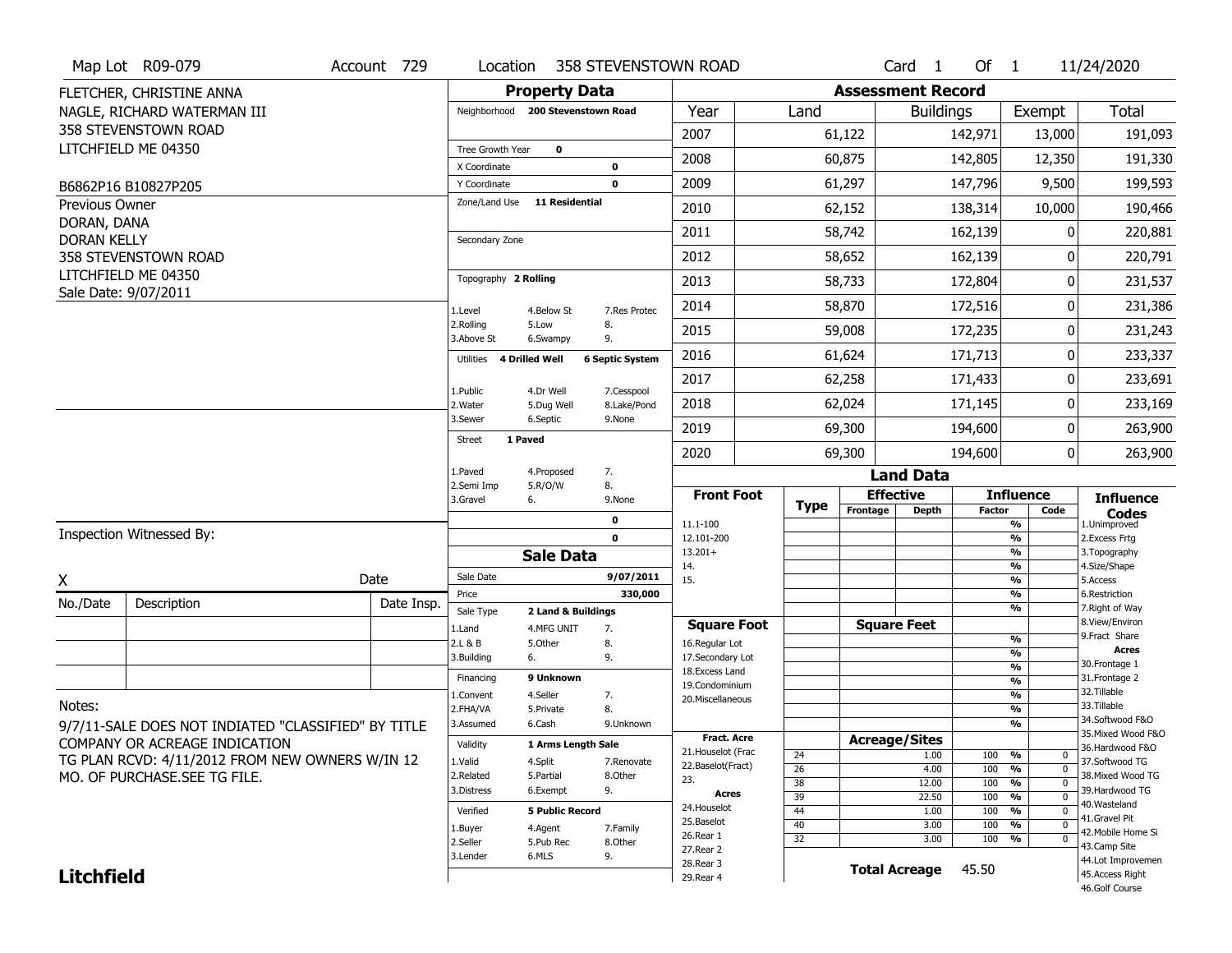Map Lot R09-079 | Account 729 | Location 358 STEVENSTOWN ROAD | Card 1 Of 1 | 11/24/2020

FLETCHER, CHRISTINE ANNA
NAGLE, RICHARD WATERMAN III
358 STEVENSTOWN ROAD
LITCHFIELD ME 04350

B6862P16 B10827P205

Previous Owner
DORAN, DANA
DORAN KELLY
358 STEVENSTOWN ROAD
LITCHFIELD ME 04350
Sale Date: 9/07/2011

## Property Data

- Neighborhood: 200 Stevenstown Road
- Tree Growth Year: 0
- X Coordinate: 0
- Y Coordinate: 0
- Zone/Land Use: 11 Residential
- Secondary Zone:
- Topography: 2 Rolling (1.Level 2.Rolling 3.Above St 4.Below St 5.Low 6.Swampy 7.Res Protec 8. 9.)
- Utilities: 4 Drilled Well, 6 Septic System (1.Public 2.Water 3.Sewer 4.Dr Well 5.Dug Well 6.Septic 7.Cesspool 8.Lake/Pond 9.None)
- Street: 1 Paved (1.Paved 2.Semi Imp 3.Gravel 4.Proposed 5.R/O/W 6. 7. 8. 9.None)

## Assessment Record

| Year | Land | Buildings | Exempt | Total |
|---|---|---|---|---|
| 2007 | 61,122 | 142,971 | 13,000 | 191,093 |
| 2008 | 60,875 | 142,805 | 12,350 | 191,330 |
| 2009 | 61,297 | 147,796 | 9,500 | 199,593 |
| 2010 | 62,152 | 138,314 | 10,000 | 190,466 |
| 2011 | 58,742 | 162,139 | 0 | 220,881 |
| 2012 | 58,652 | 162,139 | 0 | 220,791 |
| 2013 | 58,733 | 172,804 | 0 | 231,537 |
| 2014 | 58,870 | 172,516 | 0 | 231,386 |
| 2015 | 59,008 | 172,235 | 0 | 231,243 |
| 2016 | 61,624 | 171,713 | 0 | 233,337 |
| 2017 | 62,258 | 171,433 | 0 | 233,691 |
| 2018 | 62,024 | 171,145 | 0 | 233,169 |
| 2019 | 69,300 | 194,600 | 0 | 263,900 |
| 2020 | 69,300 | 194,600 | 0 | 263,900 |

## Sale Data

- Sale Date: 9/07/2011
- Price: 330,000
- Sale Type: 2 Land & Buildings (1.Land 2.L & B 3.Building 4.MFG UNIT 5.Other 6. 7. 8. 9.)
- Financing: 9 Unknown (1.Convent 2.FHA/VA 3.Assumed 4.Seller 5.Private 6.Cash 7. 8. 9.Unknown)
- Validity: 1 Arms Length Sale (1.Valid 2.Related 3.Distress 4.Split 5.Partial 6.Exempt 7.Renovate 8.Other 9.)
- Verified: 5 Public Record (1.Buyer 2.Seller 3.Lender 4.Agent 5.Pub Rec 6.MLS 7.Family 8.Other 9.)

## Land Data

Acreage/Sites:

| Type | Acres | Factor | Code |
|---|---|---|---|
| 24 | 1.00 | 100 % | 0 |
| 26 | 4.00 | 100 % | 0 |
| 38 | 12.00 | 100 % | 0 |
| 39 | 22.50 | 100 % | 0 |
| 44 | 1.00 | 100 % | 0 |
| 40 | 3.00 | 100 % | 0 |
| 32 | 3.00 | 100 % | 0 |

**Total Acreage 45.50**

Inspection Witnessed By:

X ______ Date

| No./Date | Description | Date Insp. |
|---|---|---|
| | | |

Notes:
9/7/11-SALE DOES NOT INDIATED "CLASSIFIED" BY TITLE COMPANY OR ACREAGE INDICATION
TG PLAN RCVD: 4/11/2012 FROM NEW OWNERS W/IN 12 MO. OF PURCHASE.SEE TG FILE.

**Litchfield**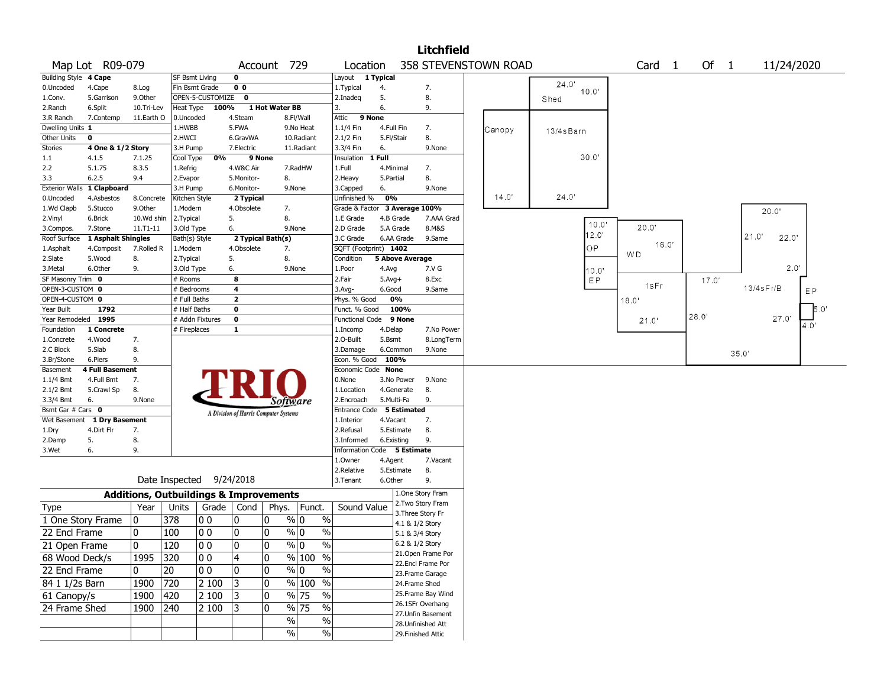# Litchfield

**Map Lot** R09-079 **Account** 729 **Location** 358 STEVENSTOWN ROAD **Card** 1 **Of** 1 11/24/2020

| Building Style | 4 Cape | | SF Bsmt Living | 0 | | | Layout | 1 Typical | |
|---|---|---|---|---|---|---|---|---|---|
| 0.Uncoded | 4.Cape | 8.Log | Fin Bsmt Grade | 0 0 | | | 1.Typical | 4. | 7. |
| 1.Conv. | 5.Garrison | 9.Other | OPEN-5-CUSTOMIZE | 0 | | | 2.Inadeq | 5. | 8. |
| 2.Ranch | 6.Split | 10.Tri-Lev | Heat Type | 100% | 1 Hot Water BB | | 3. | 6. | 9. |
| 3.R Ranch | 7.Contemp | 11.Earth O | 0.Uncoded | 4.Steam | 8.Fl/Wall | | Attic | 9 None | |
| Dwelling Units | 1 | | 1.HWBB | 5.FWA | 9.No Heat | | 1.1/4 Fin | 4.Full Fin | 7. |
| Other Units | 0 | | 2.HWCI | 6.GravWA | 10.Radiant | | 2.1/2 Fin | 5.Fl/Stair | 8. |
| Stories | 4 One & 1/2 Story | | 3.H Pump | 7.Electric | 11.Radiant | | 3.3/4 Fin | 6. | 9.None |
| 1.1 | 4.1.5 | 7.1.25 | Cool Type | 0% | 9 None | | Insulation | 1 Full | |
| 2.2 | 5.1.75 | 8.3.5 | 1.Refrig | 4.W&C Air | 7.RadHW | | 1.Full | 4.Minimal | 7. |
| 3.3 | 6.2.5 | 9.4 | 2.Evapor | 5.Monitor- | 8. | | 2.Heavy | 5.Partial | 8. |
| Exterior Walls | 1 Clapboard | | 3.H Pump | 6.Monitor- | 9.None | | 3.Capped | 6. | 9.None |
| 0.Uncoded | 4.Asbestos | 8.Concrete | Kitchen Style | 2 Typical | | | Unfinished % | 0% | |
| 1.Wd Clapb | 5.Stucco | 9.Other | 1.Modern | 4.Obsolete | 7. | | Grade & Factor | 3 Average 100% | |
| 2.Vinyl | 6.Brick | 10.Wd shin | 2.Typical | 5. | 8. | | 1.E Grade | 4.B Grade | 7.AAA Grad |
| 3.Compos. | 7.Stone | 11.T1-11 | 3.Old Type | 6. | 9.None | | 2.D Grade | 5.A Grade | 8.M&S |
| Roof Surface | 1 Asphalt Shingles | | Bath(s) Style | 2 Typical Bath(s) | | | 3.C Grade | 6.AA Grade | 9.Same |
| 1.Asphalt | 4.Composit | 7.Rolled R | 1.Modern | 4.Obsolete | 7. | | SQFT (Footprint) | 1402 | |
| 2.Slate | 5.Wood | 8. | 2.Typical | 5. | 8. | | Condition | 5 Above Average | |
| 3.Metal | 6.Other | 9. | 3.Old Type | 6. | 9.None | | 1.Poor | 4.Avg | 7.V G |
| SF Masonry Trim | 0 | | # Rooms | 8 | | | 2.Fair | 5.Avg+ | 8.Exc |
| OPEN-3-CUSTOM | 0 | | # Bedrooms | 4 | | | 3.Avg- | 6.Good | 9.Same |
| OPEN-4-CUSTOM | 0 | | # Full Baths | 2 | | | Phys. % Good | 0% | |
| Year Built | 1792 | | # Half Baths | 0 | | | Funct. % Good | 100% | |
| Year Remodeled | 1995 | | # Addn Fixtures | 0 | | | Functional Code | 9 None | |
| Foundation | 1 Concrete | | # Fireplaces | 1 | | | 1.Incomp | 4.Delap | 7.No Power |
| 1.Concrete | 4.Wood | 7. | | | | | 2.O-Built | 5.Bsmt | 8.LongTerm |
| 2.C Block | 5.Slab | 8. | | | | | 3.Damage | 6.Common | 9.None |
| 3.Br/Stone | 6.Piers | 9. | | | | | Econ. % Good | 100% | |
| Basement | 4 Full Basement | | | | | | Economic Code | None | |
| 1.1/4 Bmt | 4.Full Bmt | 7. | | | | | 0.None | 3.No Power | 9.None |
| 2.1/2 Bmt | 5.Crawl Sp | 8. | | | | | 1.Location | 4.Generate | 8. |
| 3.3/4 Bmt | 6. | 9.None | | | | | 2.Encroach | 5.Multi-Fa | 9. |
| Bsmt Gar # Cars | 0 | | | | | | Entrance Code | 5 Estimated | |
| Wet Basement | 1 Dry Basement | | | | | | 1.Interior | 4.Vacant | 7. |
| 1.Dry | 4.Dirt Flr | 7. | | | | | 2.Refusal | 5.Estimate | 8. |
| 2.Damp | 5. | 8. | | | | | 3.Informed | 6.Existing | 9. |
| 3.Wet | 6. | 9. | | | | | Information Code | 5 Estimate | |
| | | | | | | | 1.Owner | 4.Agent | 7.Vacant |
| | | | | | | | 2.Relative | 5.Estimate | 8. |
| | | | | | | | 3.Tenant | 6.Other | 9. |

TRIO Software — A Division of Harris Computer Systems

Date Inspected 9/24/2018

## Additions, Outbuildings & Improvements

| Type | Year | Units | Grade | Cond | Phys. | Funct. | Sound Value |
|---|---|---|---|---|---|---|---|
| 1 One Story Frame | 0 | 378 | 0 0 | 0 | 0 % | 0 % | |
| 22 Encl Frame | 0 | 100 | 0 0 | 0 | 0 % | 0 % | |
| 21 Open Frame | 0 | 120 | 0 0 | 0 | 0 % | 0 % | |
| 68 Wood Deck/s | 1995 | 320 | 0 0 | 4 | 0 % | 100 % | |
| 22 Encl Frame | 0 | 20 | 0 0 | 0 | 0 % | 0 % | |
| 84 1 1/2s Barn | 1900 | 720 | 2 100 | 3 | 0 % | 100 % | |
| 61 Canopy/s | 1900 | 420 | 2 100 | 3 | 0 % | 75 % | |
| 24 Frame Shed | 1900 | 240 | 2 100 | 3 | 0 % | 75 % | |
| | | | | | % | % | |
| | | | | | % | % | |

1.One Story Fram
2.Two Story Fram
3.Three Story Fr
4.1 & 1/2 Story
5.1 & 3/4 Story
6.2 & 1/2 Story
21.Open Frame Por
22.Encl Frame Por
23.Frame Garage
24.Frame Shed
25.Frame Bay Wind
26.1SFr Overhang
27.Unfin Basement
28.Unfinished Att
29.Finished Attic

Sketch labels: Shed 24.0' x 10.0'; Canopy 14.0'; 13/4s Barn 24.0' x 30.0'; OP 10.0' x 12.0'; EP 10.0'; WD 20.0' x 16.0'; 1sFr 18.0' x 21.0'; 13/4s Fr/B 20.0', 21.0', 22.0', 2.0', 17.0', 28.0', 27.0', 35.0'; EP 5.0' x 4.0'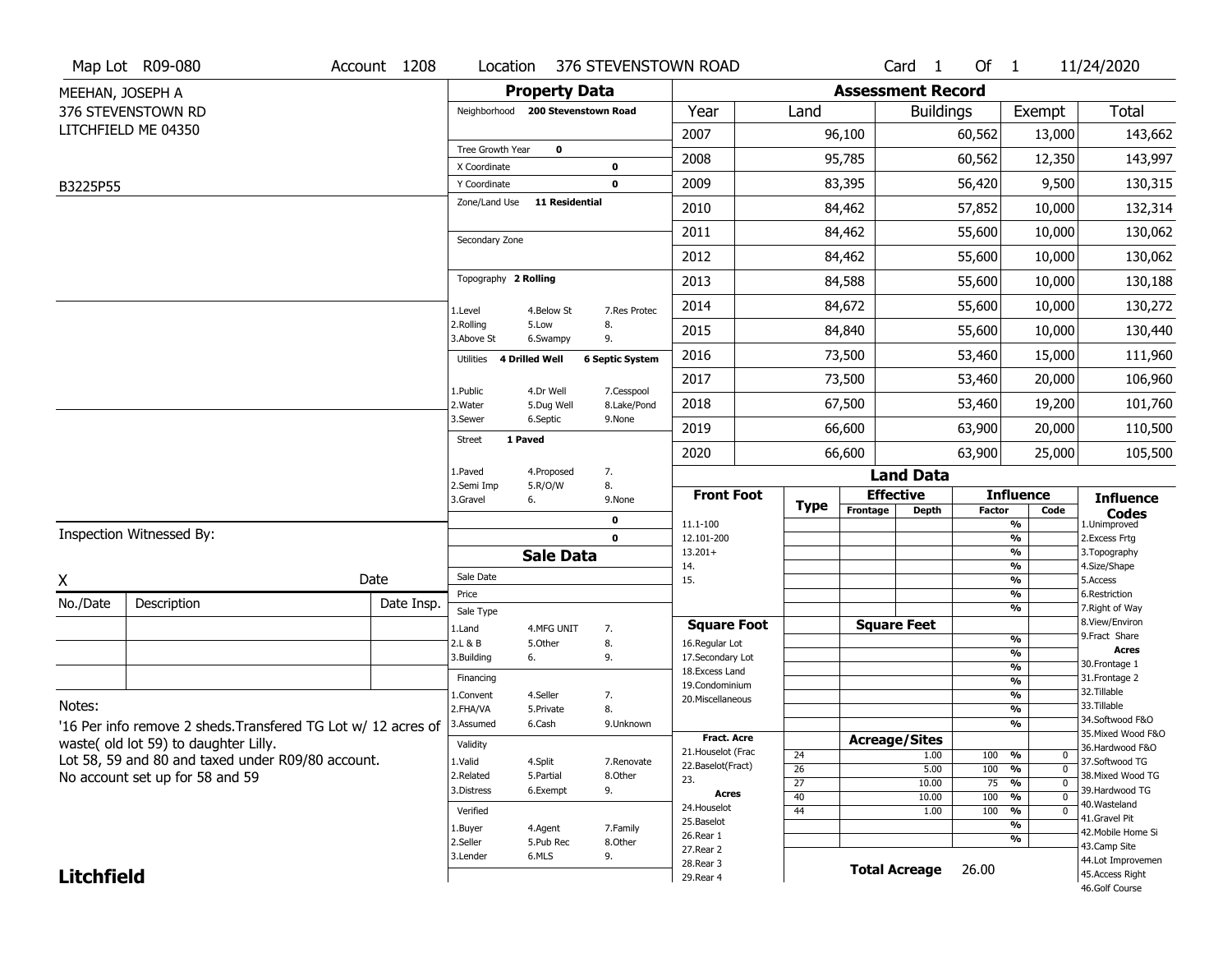Map Lot R09-080 | Account 1208 | Location 376 STEVENSTOWN ROAD | Card 1 Of 1 | 11/24/2020

MEEHAN, JOSEPH A
376 STEVENSTOWN RD
LITCHFIELD ME 04350

B3225P55

## Property Data

Neighborhood **200 Stevenstown Road**

Tree Growth Year **0**

X Coordinate **0**

Y Coordinate **0**

Zone/Land Use **11 Residential**

Secondary Zone

Topography **2 Rolling**

1.Level 4.Below St 7.Res Protec
2.Rolling 5.Low 8.
3.Above St 6.Swampy 9.

Utilities **4 Drilled Well** **6 Septic System**

1.Public 4.Dr Well 7.Cesspool
2.Water 5.Dug Well 8.Lake/Pond
3.Sewer 6.Septic 9.None

Street **1 Paved**

1.Paved 4.Proposed 7.
2.Semi Imp 5.R/O/W 8.
3.Gravel 6. 9.None

**0**

**0**

## Assessment Record

| Year | Land | Buildings | Exempt | Total |
|---|---|---|---|---|
| 2007 | 96,100 | 60,562 | 13,000 | 143,662 |
| 2008 | 95,785 | 60,562 | 12,350 | 143,997 |
| 2009 | 83,395 | 56,420 | 9,500 | 130,315 |
| 2010 | 84,462 | 57,852 | 10,000 | 132,314 |
| 2011 | 84,462 | 55,600 | 10,000 | 130,062 |
| 2012 | 84,462 | 55,600 | 10,000 | 130,062 |
| 2013 | 84,588 | 55,600 | 10,000 | 130,188 |
| 2014 | 84,672 | 55,600 | 10,000 | 130,272 |
| 2015 | 84,840 | 55,600 | 10,000 | 130,440 |
| 2016 | 73,500 | 53,460 | 15,000 | 111,960 |
| 2017 | 73,500 | 53,460 | 20,000 | 106,960 |
| 2018 | 67,500 | 53,460 | 19,200 | 101,760 |
| 2019 | 66,600 | 63,900 | 20,000 | 110,500 |
| 2020 | 66,600 | 63,900 | 25,000 | 105,500 |

Inspection Witnessed By:

X Date

| No./Date | Description | Date Insp. |
|---|---|---|
| | | |
| | | |
| | | |

## Sale Data

Sale Date

Price

Sale Type

1.Land 4.MFG UNIT 7.
2.L & B 5.Other 8.
3.Building 6. 9.

Financing

1.Convent 4.Seller 7.
2.FHA/VA 5.Private 8.
3.Assumed 6.Cash 9.Unknown

Validity

1.Valid 4.Split 7.Renovate
2.Related 5.Partial 8.Other
3.Distress 6.Exempt 9.

Verified

1.Buyer 4.Agent 7.Family
2.Seller 5.Pub Rec 8.Other
3.Lender 6.MLS 9.

Notes:

'16 Per info remove 2 sheds.Transfered TG Lot w/ 12 acres of waste( old lot 59) to daughter Lilly.
Lot 58, 59 and 80 and taxed under R09/80 account.
No account set up for 58 and 59

## Land Data

**Front Foot**: 11.1-100, 12.101-200, 13.201+, 14., 15.

**Square Foot**: 16.Regular Lot, 17.Secondary Lot, 18.Excess Land, 19.Condominium, 20.Miscellaneous

**Fract. Acre**: 21.Houselot (Frac, 22.Baselot(Fract), 23.

**Acres**: 24.Houselot, 25.Baselot, 26.Rear 1, 27.Rear 2, 28.Rear 3, 29.Rear 4

### Acreage/Sites

| Type | Acreage/Sites | Influence Factor | % | Code |
|---|---|---|---|---|
| 24 | 1.00 | 100 | % | 0 |
| 26 | 5.00 | 100 | % | 0 |
| 27 | 10.00 | 75 | % | 0 |
| 40 | 10.00 | 100 | % | 0 |
| 44 | 1.00 | 100 | % | 0 |

**Total Acreage** 26.00

**Influence Codes**: 1.Unimproved, 2.Excess Frtg, 3.Topography, 4.Size/Shape, 5.Access, 6.Restriction, 7.Right of Way, 8.View/Environ, 9.Fract Share

**Acres**: 30.Frontage 1, 31.Frontage 2, 32.Tillable, 33.Tillable, 34.Softwood F&O, 35.Mixed Wood F&O, 36.Hardwood F&O, 37.Softwood TG, 38.Mixed Wood TG, 39.Hardwood TG, 40.Wasteland, 41.Gravel Pit, 42.Mobile Home Si, 43.Camp Site, 44.Lot Improvemen, 45.Access Right, 46.Golf Course

**Litchfield**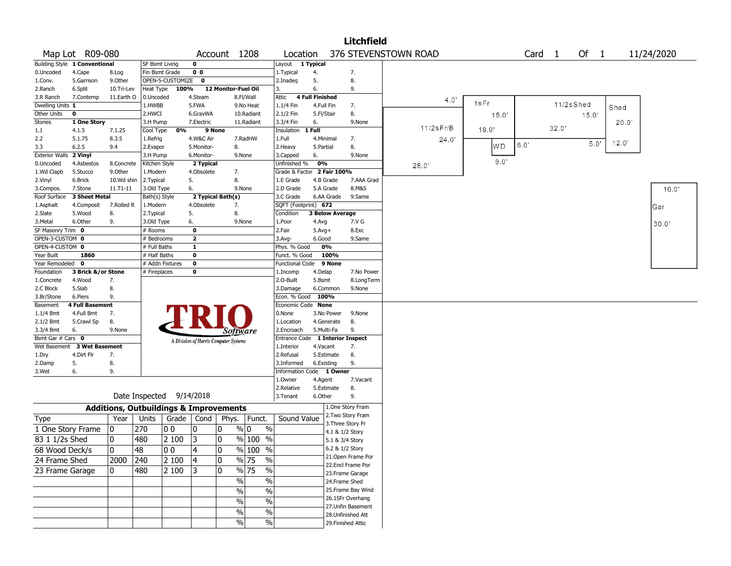# Litchfield

**Map Lot** R09-080 **Account** 1208 **Location** 376 STEVENSTOWN ROAD **Card** 1 **Of** 1 11/24/2020

| Field | Value | Options |
|---|---|---|
| Building Style | 1 Conventional | 0.Uncoded, 1.Conv., 2.Ranch, 3.R Ranch, 4.Cape, 5.Garrison, 6.Split, 7.Contemp, 8.Log, 9.Other, 10.Tri-Lev, 11.Earth O |
| Dwelling Units | 1 | |
| Other Units | 0 | |
| Stories | 1 One Story | 1.1, 2.2, 3.3, 4.1.5, 5.1.75, 6.2.5, 7.1.25, 8.3.5, 9.4 |
| Exterior Walls | 2 Vinyl | 0.Uncoded, 1.Wd Clapb, 2.Vinyl, 3.Compos., 4.Asbestos, 5.Stucco, 6.Brick, 7.Stone, 8.Concrete, 9.Other, 10.Wd shin, 11.T1-11 |
| Roof Surface | 3 Sheet Metal | 1.Asphalt, 2.Slate, 3.Metal, 4.Composit, 5.Wood, 6.Other, 7.Rolled R, 8., 9. |
| SF Masonry Trim | 0 | |
| OPEN-3-CUSTOM | 0 | |
| OPEN-4-CUSTOM | 0 | |
| Year Built | 1860 | |
| Year Remodeled | 0 | |
| Foundation | 3 Brick &/or Stone | 1.Concrete, 2.C Block, 3.Br/Stone, 4.Wood, 5.Slab, 6.Piers, 7., 8., 9. |
| Basement | 4 Full Basement | 1.1/4 Bmt, 2.1/2 Bmt, 3.3/4 Bmt, 4.Full Bmt, 5.Crawl Sp, 6., 7., 8., 9.None |
| Bsmt Gar # Cars | 0 | |
| Wet Basement | 3 Wet Basement | 1.Dry, 2.Damp, 3.Wet, 4.Dirt Flr, 5., 6., 7., 8., 9. |

| Field | Value | Options |
|---|---|---|
| SF Bsmt Living | 0 | |
| Fin Bsmt Grade | 0 0 | |
| OPEN-5-CUSTOMIZE | 0 | |
| Heat Type | 100% 12 Monitor-Fuel Oil | 0.Uncoded, 1.HWBB, 2.HWCI, 3.H Pump, 4.Steam, 5.FWA, 6.GravWA, 7.Electric, 8.Fl/Wall, 9.No Heat, 10.Radiant, 11.Radiant |
| Cool Type | 0% 9 None | 1.Refrig, 2.Evapor, 3.H Pump, 4.W&C Air, 5.Monitor-, 6.Monitor-, 7.RadHW, 8., 9.None |
| Kitchen Style | 2 Typical | 1.Modern, 2.Typical, 3.Old Type, 4.Obsolete, 5., 6., 7., 8., 9.None |
| Bath(s) Style | 2 Typical Bath(s) | 1.Modern, 2.Typical, 3.Old Type, 4.Obsolete, 5., 6., 7., 8., 9.None |
| # Rooms | 0 | |
| # Bedrooms | 2 | |
| # Full Baths | 1 | |
| # Half Baths | 0 | |
| # Addn Fixtures | 0 | |
| # Fireplaces | 0 | |

| Field | Value | Options |
|---|---|---|
| Layout | 1 Typical | 1.Typical, 2.Inadeq, 3., 4., 5., 6., 7., 8., 9. |
| Attic | 4 Full Finished | 1.1/4 Fin, 2.1/2 Fin, 3.3/4 Fin, 4.Full Fin, 5.Fl/Stair, 6., 7., 8., 9.None |
| Insulation | 1 Full | 1.Full, 2.Heavy, 3.Capped, 4.Minimal, 5.Partial, 6., 7., 8., 9.None |
| Unfinished % | 0% | |
| Grade & Factor | 2 Fair 100% | 1.E Grade, 2.D Grade, 3.C Grade, 4.B Grade, 5.A Grade, 6.AA Grade, 7.AAA Grad, 8.M&S, 9.Same |
| SQFT (Footprint) | 672 | |
| Condition | 3 Below Average | 1.Poor, 2.Fair, 3.Avg-, 4.Avg, 5.Avg+, 6.Good, 7.V G, 8.Exc, 9.Same |
| Phys. % Good | 0% | |
| Funct. % Good | 100% | |
| Functional Code | 9 None | 1.Incomp, 2.O-Built, 3.Damage, 4.Delap, 5.Bsmt, 6.Common, 7.No Power, 8.LongTerm, 9.None |
| Econ. % Good | 100% | |
| Economic Code | None | 0.None, 1.Location, 2.Encroach, 3.No Power, 4.Generate, 5.Multi-Fa, 8., 9., 9.None |
| Entrance Code | 1 Interior Inspect | 1.Interior, 2.Refusal, 3.Informed, 4.Vacant, 5.Estimate, 6.Existing, 7., 8., 9. |
| Information Code | 1 Owner | 1.Owner, 2.Relative, 3.Tenant, 4.Agent, 5.Estimate, 6.Other, 7.Vacant, 8., 9. |

Date Inspected 9/14/2018

## Additions, Outbuildings & Improvements

| Type | Year | Units | Grade | Cond | Phys. | Funct. | Sound Value |
|---|---|---|---|---|---|---|---|
| 1 One Story Frame | 0 | 270 | 0 0 | 0 | 0 % | 0 % | |
| 83 1 1/2s Shed | 0 | 480 | 2 100 | 3 | 0 % | 100 % | |
| 68 Wood Deck/s | 0 | 48 | 0 0 | 4 | 0 % | 100 % | |
| 24 Frame Shed | 2000 | 240 | 2 100 | 4 | 0 % | 75 % | |
| 23 Frame Garage | 0 | 480 | 2 100 | 3 | 0 % | 75 % | |
| | | | | | % | % | |
| | | | | | % | % | |
| | | | | | % | % | |
| | | | | | % | % | |
| | | | | | % | % | |

1.One Story Fram, 2.Two Story Fram, 3.Three Story Fr, 4.1 & 1/2 Story, 5.1 & 3/4 Story, 6.2 & 1/2 Story, 21.Open Frame Por, 22.Encl Frame Por, 23.Frame Garage, 24.Frame Shed, 25.Frame Bay Wind, 26.1SFr Overhang, 27.Unfin Basement, 28.Unfinished Att, 29.Finished Attic

Sketch labels: 1 1/2sFr/B 24.0' 28.0' 4.0'; 1sFr 15.0' 18.0'; WD 8.0' 6.0'; 1 1/2sShed 32.0' 15.0' 5.0'; Shed 20.0' 12.0'; Gar 16.0' 30.0'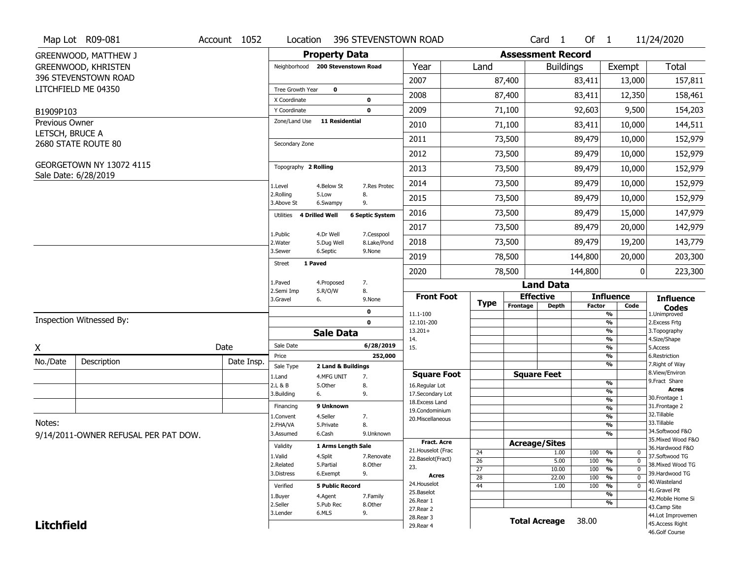Map Lot R09-081 | Account 1052 | Location 396 STEVENSTOWN ROAD | Card 1 Of 1 | 11/24/2020

GREENWOOD, MATTHEW J
GREENWOOD, KHRISTEN
396 STEVENSTOWN ROAD
LITCHFIELD ME 04350

B1909P103

Previous Owner
LETSCH, BRUCE A
2680 STATE ROUTE 80

GEORGETOWN NY 13072 4115
Sale Date: 6/28/2019

## Property Data

Neighborhood **200 Stevenstown Road**

Tree Growth Year **0**
X Coordinate **0**
Y Coordinate **0**
Zone/Land Use **11 Residential**

Secondary Zone

Topography **2 Rolling**

1.Level 4.Below St 7.Res Protec
2.Rolling 5.Low 8.
3.Above St 6.Swampy 9.

Utilities **4 Drilled Well** **6 Septic System**

1.Public 4.Dr Well 7.Cesspool
2.Water 5.Dug Well 8.Lake/Pond
3.Sewer 6.Septic 9.None

Street **1 Paved**

1.Paved 4.Proposed 7.
2.Semi Imp 5.R/O/W 8.
3.Gravel 6. 9.None

**0**
**0**

## Sale Data

Sale Date **6/28/2019**
Price **252,000**
Sale Type **2 Land & Buildings**

1.Land 4.MFG UNIT 7.
2.L & B 5.Other 8.
3.Building 6. 9.

Financing **9 Unknown**

1.Convent 4.Seller 7.
2.FHA/VA 5.Private 8.
3.Assumed 6.Cash 9.Unknown

Validity **1 Arms Length Sale**

1.Valid 4.Split 7.Renovate
2.Related 5.Partial 8.Other
3.Distress 6.Exempt 9.

Verified **5 Public Record**

1.Buyer 4.Agent 7.Family
2.Seller 5.Pub Rec 8.Other
3.Lender 6.MLS 9.

## Assessment Record

| Year | Land | Buildings | Exempt | Total |
|---|---|---|---|---|
| 2007 | 87,400 | 83,411 | 13,000 | 157,811 |
| 2008 | 87,400 | 83,411 | 12,350 | 158,461 |
| 2009 | 71,100 | 92,603 | 9,500 | 154,203 |
| 2010 | 71,100 | 83,411 | 10,000 | 144,511 |
| 2011 | 73,500 | 89,479 | 10,000 | 152,979 |
| 2012 | 73,500 | 89,479 | 10,000 | 152,979 |
| 2013 | 73,500 | 89,479 | 10,000 | 152,979 |
| 2014 | 73,500 | 89,479 | 10,000 | 152,979 |
| 2015 | 73,500 | 89,479 | 10,000 | 152,979 |
| 2016 | 73,500 | 89,479 | 15,000 | 147,979 |
| 2017 | 73,500 | 89,479 | 20,000 | 142,979 |
| 2018 | 73,500 | 89,479 | 19,200 | 143,779 |
| 2019 | 78,500 | 144,800 | 20,000 | 203,300 |
| 2020 | 78,500 | 144,800 | 0 | 223,300 |

## Land Data

| Front Foot | Type | Effective Frontage | Effective Depth | Influence Factor | Influence Code |
|---|---|---|---|---|---|
| 11.1-100 | | | | % | |
| 12.101-200 | | | | % | |
| 13.201+ | | | | % | |
| 14. | | | | % | |
| 15. | | | | % | |
| | | | | % | |
| | | | | % | |

| Square Foot | Square Feet | | |
|---|---|---|---|
| 16.Regular Lot | | % | |
| 17.Secondary Lot | | % | |
| 18.Excess Land | | % | |
| 19.Condominium | | % | |
| 20.Miscellaneous | | % | |
| | | % | |
| | | % | |

| Fract. Acre / Acres | Type | Acreage/Sites | Factor | Code |
|---|---|---|---|---|
| 21.Houselot (Frac | 24 | 1.00 | 100 % | 0 |
| 22.Baselot(Fract) | 26 | 5.00 | 100 % | 0 |
| 23. | 27 | 10.00 | 100 % | 0 |
| 24.Houselot | 28 | 22.00 | 100 % | 0 |
| 25.Baselot | 44 | 1.00 | 100 % | 0 |
| 26.Rear 1 | | | % | |
| 27.Rear 2 | | | % | |
| 28.Rear 3 | | | | |
| 29.Rear 4 | | | | |

**Total Acreage** 38.00

**Influence Codes**
1.Unimproved
2.Excess Frtg
3.Topography
4.Size/Shape
5.Access
6.Restriction
7.Right of Way
8.View/Environ
9.Fract Share
**Acres**
30.Frontage 1
31.Frontage 2
32.Tillable
33.Tillable
34.Softwood F&O
35.Mixed Wood F&O
36.Hardwood F&O
37.Softwood TG
38.Mixed Wood TG
39.Hardwood TG
40.Wasteland
41.Gravel Pit
42.Mobile Home Si
43.Camp Site
44.Lot Improvemen
45.Access Right
46.Golf Course

Inspection Witnessed By:

X _______________ Date

| No./Date | Description | Date Insp. |
|---|---|---|
| | | |
| | | |
| | | |

Notes:
9/14/2011-OWNER REFUSAL PER PAT DOW.

**Litchfield**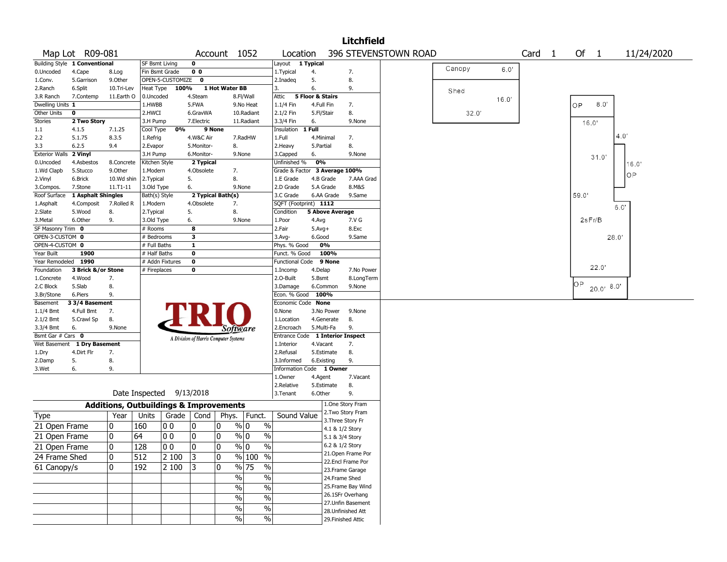# Litchfield

**Map Lot** R09-081 | **Account** 1052 | **Location** 396 STEVENSTOWN ROAD | **Card** 1 **Of** 1 | 11/24/2020

| Field | Value | Options |
|---|---|---|
| Building Style | 1 Conventional | 0.Uncoded, 1.Conv., 2.Ranch, 3.R Ranch, 4.Cape, 5.Garrison, 6.Split, 7.Contemp, 8.Log, 9.Other, 10.Tri-Lev, 11.Earth O |
| Dwelling Units | 1 | |
| Other Units | 0 | |
| Stories | 2 Two Story | 1.1, 2.2, 3.3, 4.1.5, 5.1.75, 6.2.5, 7.1.25, 8.3.5, 9.4 |
| Exterior Walls | 2 Vinyl | 0.Uncoded, 1.Wd Clapb, 2.Vinyl, 3.Compos., 4.Asbestos, 5.Stucco, 6.Brick, 7.Stone, 8.Concrete, 9.Other, 10.Wd shin, 11.T1-11 |
| Roof Surface | 1 Asphalt Shingles | 1.Asphalt, 2.Slate, 3.Metal, 4.Composit, 5.Wood, 6.Other, 7.Rolled R, 8., 9. |
| SF Masonry Trim | 0 | |
| OPEN-3-CUSTOM | 0 | |
| OPEN-4-CUSTOM | 0 | |
| Year Built | 1900 | |
| Year Remodeled | 1990 | |
| Foundation | 3 Brick &/or Stone | 1.Concrete, 2.C Block, 3.Br/Stone, 4.Wood, 5.Slab, 6.Piers, 7., 8., 9. |
| Basement | 3 3/4 Basement | 1.1/4 Bmt, 2.1/2 Bmt, 3.3/4 Bmt, 4.Full Bmt, 5.Crawl Sp, 6., 7., 8., 9.None |
| Bsmt Gar # Cars | 0 | |
| Wet Basement | 1 Dry Basement | 1.Dry, 2.Damp, 3.Wet, 4.Dirt Flr, 5., 6., 7., 8., 9. |

| Field | Value | Options |
|---|---|---|
| SF Bsmt Living | 0 | |
| Fin Bsmt Grade | 0 0 | |
| OPEN-5-CUSTOMIZE | 0 | |
| Heat Type | 100% 1 Hot Water BB | 0.Uncoded, 1.HWBB, 2.HWCI, 3.H Pump, 4.Steam, 5.FWA, 6.GravWA, 7.Electric, 8.Fl/Wall, 9.No Heat, 10.Radiant, 11.Radiant |
| Cool Type | 0% 9 None | 1.Refrig, 2.Evapor, 3.H Pump, 4.W&C Air, 5.Monitor-, 6.Monitor-, 7.RadHW, 8., 9.None |
| Kitchen Style | 2 Typical | 1.Modern, 2.Typical, 3.Old Type, 4.Obsolete, 5., 6., 7., 8., 9.None |
| Bath(s) Style | 2 Typical Bath(s) | 1.Modern, 2.Typical, 3.Old Type, 4.Obsolete, 5., 6., 7., 8., 9.None |
| # Rooms | 8 | |
| # Bedrooms | 3 | |
| # Full Baths | 1 | |
| # Half Baths | 0 | |
| # Addn Fixtures | 0 | |
| # Fireplaces | 0 | |

| Field | Value | Options |
|---|---|---|
| Layout | 1 Typical | 1.Typical, 2.Inadeq, 3., 4., 5., 6., 7., 8., 9. |
| Attic | 5 Floor & Stairs | 1.1/4 Fin, 2.1/2 Fin, 3.3/4 Fin, 4.Full Fin, 5.Fl/Stair, 6., 7., 8., 9.None |
| Insulation | 1 Full | 1.Full, 2.Heavy, 3.Capped, 4.Minimal, 5.Partial, 6., 7., 8., 9.None |
| Unfinished % | 0% | |
| Grade & Factor | 3 Average 100% | 1.E Grade, 2.D Grade, 3.C Grade, 4.B Grade, 5.A Grade, 6.AA Grade, 7.AAA Grad, 8.M&S, 9.Same |
| SQFT (Footprint) | 1112 | |
| Condition | 5 Above Average | 1.Poor, 2.Fair, 3.Avg-, 4.Avg, 5.Avg+, 6.Good, 7.V G, 8.Exc, 9.Same |
| Phys. % Good | 0% | |
| Funct. % Good | 100% | |
| Functional Code | 9 None | 1.Incomp, 2.O-Built, 3.Damage, 4.Delap, 5.Bsmt, 6.Common, 7.No Power, 8.LongTerm, 9.None |
| Econ. % Good | 100% | |
| Economic Code | None | 0.None, 1.Location, 2.Encroach, 3.No Power, 4.Generate, 5.Multi-Fa, 8., 9.None |
| Entrance Code | 1 Interior Inspect | 1.Interior, 2.Refusal, 3.Informed, 4.Vacant, 5.Estimate, 6.Existing, 7., 8., 9. |
| Information Code | 1 Owner | 1.Owner, 2.Relative, 3.Tenant, 4.Agent, 5.Estimate, 6.Other, 7.Vacant, 8., 9. |

Date Inspected 9/13/2018

## Additions, Outbuildings & Improvements

| Type | Year | Units | Grade | Cond | Phys. | Funct. | Sound Value |
|---|---|---|---|---|---|---|---|
| 21 Open Frame | 0 | 160 | 0 0 | 0 | 0 % | 0 % | |
| 21 Open Frame | 0 | 64 | 0 0 | 0 | 0 % | 0 % | |
| 21 Open Frame | 0 | 128 | 0 0 | 0 | 0 % | 0 % | |
| 24 Frame Shed | 0 | 512 | 2 100 | 3 | 0 % | 100 % | |
| 61 Canopy/s | 0 | 192 | 2 100 | 3 | 0 % | 75 % | |

1.One Story Fram, 2.Two Story Fram, 3.Three Story Fr, 4.1 & 1/2 Story, 5.1 & 3/4 Story, 6.2 & 1/2 Story, 21.Open Frame Por, 22.Encl Frame Por, 23.Frame Garage, 24.Frame Shed, 25.Frame Bay Wind, 26.1SFr Overhang, 27.Unfin Basement, 28.Unfinished Att, 29.Finished Attic

Sketch labels: Canopy 6.0'; Shed 16.0' × 32.0'; OP 8.0' × 16.0'; 31.0'; 4.0'; 16.0' OP; 59.0'; 6.0'; 2sFr/B; 28.0'; 22.0'; OP 20.0' 8.0'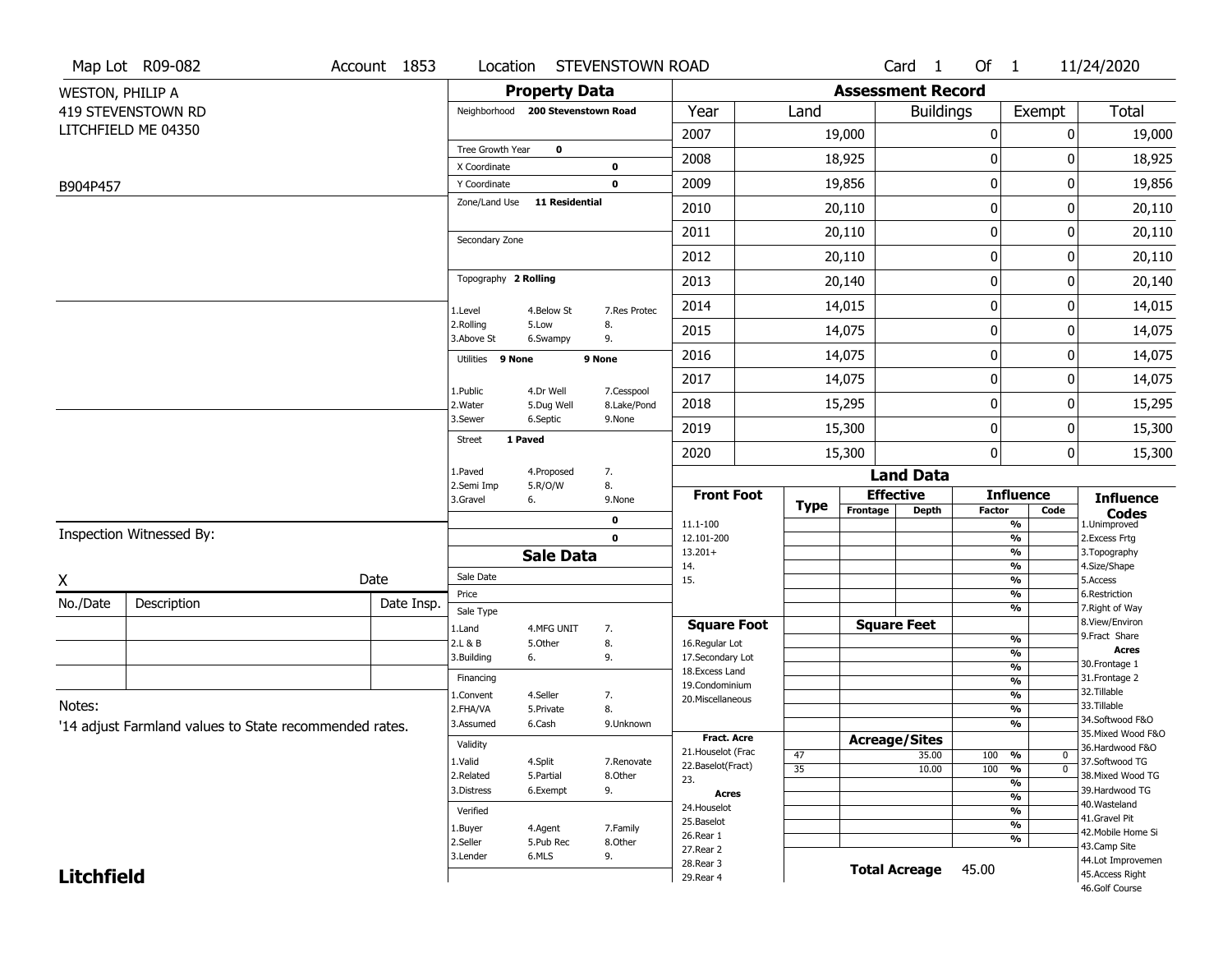Map Lot R09-082 | Account 1853 | Location STEVENSTOWN ROAD | Card 1 Of 1 | 11/24/2020

WESTON, PHILIP A
419 STEVENSTOWN RD
LITCHFIELD ME 04350

B904P457

## Property Data

| | | |
|---|---|---|
| Neighborhood | 200 Stevenstown Road | |
| Tree Growth Year | 0 | |
| X Coordinate | | 0 |
| Y Coordinate | | 0 |
| Zone/Land Use | 11 Residential | |
| Secondary Zone | | |
| Topography | 2 Rolling | |
| 1.Level | 4.Below St | 7.Res Protec |
| 2.Rolling | 5.Low | 8. |
| 3.Above St | 6.Swampy | 9. |
| Utilities | 9 None | 9 None |
| 1.Public | 4.Dr Well | 7.Cesspool |
| 2.Water | 5.Dug Well | 8.Lake/Pond |
| 3.Sewer | 6.Septic | 9.None |
| Street | 1 Paved | |
| 1.Paved | 4.Proposed | 7. |
| 2.Semi Imp | 5.R/O/W | 8. |
| 3.Gravel | 6. | 9.None |
| | | 0 |
| | | 0 |

## Assessment Record

| Year | Land | Buildings | Exempt | Total |
|---|---|---|---|---|
| 2007 | 19,000 | 0 | 0 | 19,000 |
| 2008 | 18,925 | 0 | 0 | 18,925 |
| 2009 | 19,856 | 0 | 0 | 19,856 |
| 2010 | 20,110 | 0 | 0 | 20,110 |
| 2011 | 20,110 | 0 | 0 | 20,110 |
| 2012 | 20,110 | 0 | 0 | 20,110 |
| 2013 | 20,140 | 0 | 0 | 20,140 |
| 2014 | 14,015 | 0 | 0 | 14,015 |
| 2015 | 14,075 | 0 | 0 | 14,075 |
| 2016 | 14,075 | 0 | 0 | 14,075 |
| 2017 | 14,075 | 0 | 0 | 14,075 |
| 2018 | 15,295 | 0 | 0 | 15,295 |
| 2019 | 15,300 | 0 | 0 | 15,300 |
| 2020 | 15,300 | 0 | 0 | 15,300 |

## Land Data

| Front Foot | Type | Effective Frontage | Effective Depth | Influence Factor | Influence Code |
|---|---|---|---|---|---|
| 11.1-100 | | | | % | |
| 12.101-200 | | | | % | |
| 13.201+ | | | | % | |
| 14. | | | | % | |
| 15. | | | | % | |
| | | | | % | |

| Square Foot | Square Feet | Influence Factor | Influence Code |
|---|---|---|---|
| 16.Regular Lot | | % | |
| 17.Secondary Lot | | % | |
| 18.Excess Land | | % | |
| 19.Condominium | | % | |
| 20.Miscellaneous | | % | |
| | | % | |
| | | % | |

| Fract. Acre / Acres | Type | Acreage/Sites | Influence Factor | Influence Code |
|---|---|---|---|---|
| 21.Houselot (Frac | 47 | 35.00 | 100 % | 0 |
| 22.Baselot(Fract) | 35 | 10.00 | 100 % | 0 |
| 23. | | | % | |
| 24.Houselot | | | % | |
| 25.Baselot | | | % | |
| 26.Rear 1 | | | % | |
| 27.Rear 2 | | | % | |
| 28.Rear 3 | | | | |
| 29.Rear 4 | | | | |

**Total Acreage** 45.00

**Influence Codes**
1.Unimproved
2.Excess Frtg
3.Topography
4.Size/Shape
5.Access
6.Restriction
7.Right of Way
8.View/Environ
9.Fract Share

**Acres**
30.Frontage 1
31.Frontage 2
32.Tillable
33.Tillable
34.Softwood F&O
35.Mixed Wood F&O
36.Hardwood F&O
37.Softwood TG
38.Mixed Wood TG
39.Hardwood TG
40.Wasteland
41.Gravel Pit
42.Mobile Home Si
43.Camp Site
44.Lot Improvemen
45.Access Right
46.Golf Course

## Sale Data

| | | |
|---|---|---|
| Sale Date | | |
| Price | | |
| Sale Type | | |
| 1.Land | 4.MFG UNIT | 7. |
| 2.L & B | 5.Other | 8. |
| 3.Building | 6. | 9. |
| Financing | | |
| 1.Convent | 4.Seller | 7. |
| 2.FHA/VA | 5.Private | 8. |
| 3.Assumed | 6.Cash | 9.Unknown |
| Validity | | |
| 1.Valid | 4.Split | 7.Renovate |
| 2.Related | 5.Partial | 8.Other |
| 3.Distress | 6.Exempt | 9. |
| Verified | | |
| 1.Buyer | 4.Agent | 7.Family |
| 2.Seller | 5.Pub Rec | 8.Other |
| 3.Lender | 6.MLS | 9. |

Inspection Witnessed By:

X _______________ Date

| No./Date | Description | Date Insp. |
|---|---|---|
| | | |
| | | |
| | | |

Notes:
'14 adjust Farmland values to State recommended rates.

**Litchfield**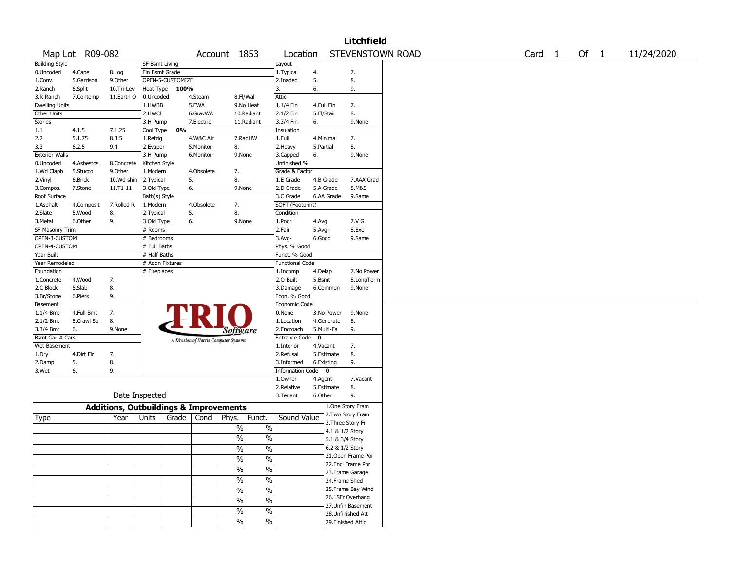# Litchfield

Map Lot R09-082 | Account 1853 | Location STEVENSTOWN ROAD | Card 1 Of 1 | 11/24/2020

| Building Style | | | SF Bsmt Living | | | Layout | | |
|---|---|---|---|---|---|---|---|---|
| 0.Uncoded | 4.Cape | 8.Log | Fin Bsmt Grade | | | 1.Typical | 4. | 7. |
| 1.Conv. | 5.Garrison | 9.Other | OPEN-5-CUSTOMIZE | | | 2.Inadeq | 5. | 8. |
| 2.Ranch | 6.Split | 10.Tri-Lev | Heat Type 100% | | | 3. | 6. | 9. |
| 3.R Ranch | 7.Contemp | 11.Earth O | 0.Uncoded | 4.Steam | 8.Fl/Wall | Attic | | |
| Dwelling Units | | | 1.HWBB | 5.FWA | 9.No Heat | 1.1/4 Fin | 4.Full Fin | 7. |
| Other Units | | | 2.HWCI | 6.GravWA | 10.Radiant | 2.1/2 Fin | 5.Fl/Stair | 8. |
| Stories | | | 3.H Pump | 7.Electric | 11.Radiant | 3.3/4 Fin | 6. | 9.None |
| 1.1 | 4.1.5 | 7.1.25 | Cool Type 0% | | | Insulation | | |
| 2.2 | 5.1.75 | 8.3.5 | 1.Refrig | 4.W&C Air | 7.RadHW | 1.Full | 4.Minimal | 7. |
| 3.3 | 6.2.5 | 9.4 | 2.Evapor | 5.Monitor- | 8. | 2.Heavy | 5.Partial | 8. |
| Exterior Walls | | | 3.H Pump | 6.Monitor- | 9.None | 3.Capped | 6. | 9.None |
| 0.Uncoded | 4.Asbestos | 8.Concrete | Kitchen Style | | | Unfinished % | | |
| 1.Wd Clapb | 5.Stucco | 9.Other | 1.Modern | 4.Obsolete | 7. | Grade & Factor | | |
| 2.Vinyl | 6.Brick | 10.Wd shin | 2.Typical | 5. | 8. | 1.E Grade | 4.B Grade | 7.AAA Grad |
| 3.Compos. | 7.Stone | 11.T1-11 | 3.Old Type | 6. | 9.None | 2.D Grade | 5.A Grade | 8.M&S |
| Roof Surface | | | Bath(s) Style | | | 3.C Grade | 6.AA Grade | 9.Same |
| 1.Asphalt | 4.Composit | 7.Rolled R | 1.Modern | 4.Obsolete | 7. | SQFT (Footprint) | | |
| 2.Slate | 5.Wood | 8. | 2.Typical | 5. | 8. | Condition | | |
| 3.Metal | 6.Other | 9. | 3.Old Type | 6. | 9.None | 1.Poor | 4.Avg | 7.V G |
| SF Masonry Trim | | | # Rooms | | | 2.Fair | 5.Avg+ | 8.Exc |
| OPEN-3-CUSTOM | | | # Bedrooms | | | 3.Avg- | 6.Good | 9.Same |
| OPEN-4-CUSTOM | | | # Full Baths | | | Phys. % Good | | |
| Year Built | | | # Half Baths | | | Funct. % Good | | |
| Year Remodeled | | | # Addn Fixtures | | | Functional Code | | |
| Foundation | | | # Fireplaces | | | 1.Incomp | 4.Delap | 7.No Power |
| 1.Concrete | 4.Wood | 7. | | | | 2.O-Built | 5.Bsmt | 8.LongTerm |
| 2.C Block | 5.Slab | 8. | | | | 3.Damage | 6.Common | 9.None |
| 3.Br/Stone | 6.Piers | 9. | | | | Econ. % Good | | |
| Basement | | | | | | Economic Code | | |
| 1.1/4 Bmt | 4.Full Bmt | 7. | | | | 0.None | 3.No Power | 9.None |
| 2.1/2 Bmt | 5.Crawl Sp | 8. | | | | 1.Location | 4.Generate | 8. |
| 3.3/4 Bmt | 6. | 9.None | | | | 2.Encroach | 5.Multi-Fa | 9. |
| Bsmt Gar # Cars | | | | | | Entrance Code 0 | | |
| Wet Basement | | | | | | 1.Interior | 4.Vacant | 7. |
| 1.Dry | 4.Dirt Flr | 7. | | | | 2.Refusal | 5.Estimate | 8. |
| 2.Damp | 5. | 8. | | | | 3.Informed | 6.Existing | 9. |
| 3.Wet | 6. | 9. | | | | Information Code 0 | | |
| | | | | | | 1.Owner | 4.Agent | 7.Vacant |
| | | | | | | 2.Relative | 5.Estimate | 8. |
| Date Inspected | | | | | | 3.Tenant | 6.Other | 9. |

TRIO Software — A Division of Harris Computer Systems

## Additions, Outbuildings & Improvements

| Type | Year | Units | Grade | Cond | Phys. | Funct. | Sound Value |
|---|---|---|---|---|---|---|---|
| | | | | | % | % | |
| | | | | | % | % | |
| | | | | | % | % | |
| | | | | | % | % | |
| | | | | | % | % | |
| | | | | | % | % | |
| | | | | | % | % | |
| | | | | | % | % | |
| | | | | | % | % | |
| | | | | | % | % | |

1.One Story Fram
2.Two Story Fram
3.Three Story Fr
4.1 & 1/2 Story
5.1 & 3/4 Story
6.2 & 1/2 Story
21.Open Frame Por
22.Encl Frame Por
23.Frame Garage
24.Frame Shed
25.Frame Bay Wind
26.1SFr Overhang
27.Unfin Basement
28.Unfinished Att
29.Finished Attic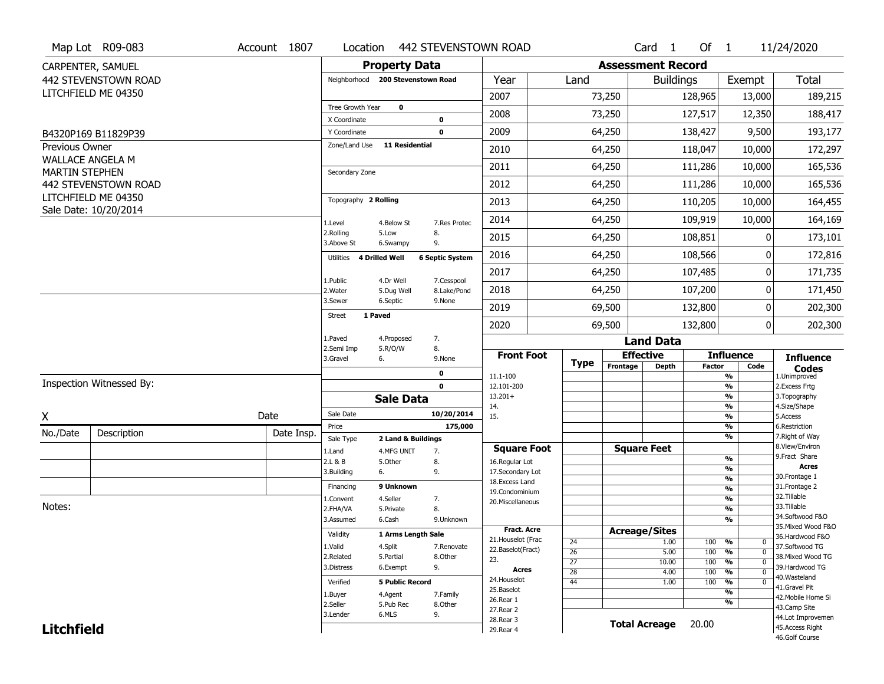Map Lot R09-083 | Account 1807 | Location 442 STEVENSTOWN ROAD | Card 1 Of 1 | 11/24/2020

CARPENTER, SAMUEL
442 STEVENSTOWN ROAD
LITCHFIELD ME 04350

B4320P169 B11829P39

Previous Owner
WALLACE ANGELA M
MARTIN STEPHEN
442 STEVENSTOWN ROAD
LITCHFIELD ME 04350
Sale Date: 10/20/2014

## Property Data

Neighborhood: 200 Stevenstown Road

Tree Growth Year: 0
X Coordinate: 0
Y Coordinate: 0
Zone/Land Use: 11 Residential

Secondary Zone

Topography: 2 Rolling

1.Level 4.Below St 7.Res Protec
2.Rolling 5.Low 8.
3.Above St 6.Swampy 9.

Utilities: 4 Drilled Well, 6 Septic System

1.Public 4.Dr Well 7.Cesspool
2.Water 5.Dug Well 8.Lake/Pond
3.Sewer 6.Septic 9.None

Street: 1 Paved

1.Paved 4.Proposed 7.
2.Semi Imp 5.R/O/W 8.
3.Gravel 6. 9.None

0
0

## Sale Data

| | |
|---|---|
| Sale Date | 10/20/2014 |
| Price | 175,000 |
| Sale Type | 2 Land & Buildings |

1.Land 4.MFG UNIT 7.
2.L & B 5.Other 8.
3.Building 6. 9.

Financing: 9 Unknown

1.Convent 4.Seller 7.
2.FHA/VA 5.Private 8.
3.Assumed 6.Cash 9.Unknown

Validity: 1 Arms Length Sale

1.Valid 4.Split 7.Renovate
2.Related 5.Partial 8.Other
3.Distress 6.Exempt 9.

Verified: 5 Public Record

1.Buyer 4.Agent 7.Family
2.Seller 5.Pub Rec 8.Other
3.Lender 6.MLS 9.

## Assessment Record

| Year | Land | Buildings | Exempt | Total |
|---|---|---|---|---|
| 2007 | 73,250 | 128,965 | 13,000 | 189,215 |
| 2008 | 73,250 | 127,517 | 12,350 | 188,417 |
| 2009 | 64,250 | 138,427 | 9,500 | 193,177 |
| 2010 | 64,250 | 118,047 | 10,000 | 172,297 |
| 2011 | 64,250 | 111,286 | 10,000 | 165,536 |
| 2012 | 64,250 | 111,286 | 10,000 | 165,536 |
| 2013 | 64,250 | 110,205 | 10,000 | 164,455 |
| 2014 | 64,250 | 109,919 | 10,000 | 164,169 |
| 2015 | 64,250 | 108,851 | 0 | 173,101 |
| 2016 | 64,250 | 108,566 | 0 | 172,816 |
| 2017 | 64,250 | 107,485 | 0 | 171,735 |
| 2018 | 64,250 | 107,200 | 0 | 171,450 |
| 2019 | 69,500 | 132,800 | 0 | 202,300 |
| 2020 | 69,500 | 132,800 | 0 | 202,300 |

## Land Data

| Front Foot | Type | Effective Frontage | Effective Depth | Influence Factor | Influence Code |
|---|---|---|---|---|---|
| 11.1-100 | | | | % | |
| 12.101-200 | | | | % | |
| 13.201+ | | | | % | |
| 14. | | | | % | |
| 15. | | | | % | |
| | | | | % | |
| | | | | % | |

| Square Foot | Square Feet | | |
|---|---|---|---|
| 16.Regular Lot | | % | |
| 17.Secondary Lot | | % | |
| 18.Excess Land | | % | |
| 19.Condominium | | % | |
| 20.Miscellaneous | | % | |
| | | % | |
| | | % | |

| Fract. Acre / Acres | Type | Acreage/Sites | Factor | Code |
|---|---|---|---|---|
| 21.Houselot (Frac | 24 | 1.00 | 100 % | 0 |
| 22.Baselot(Fract) | 26 | 5.00 | 100 % | 0 |
| 23. | 27 | 10.00 | 100 % | 0 |
| 24.Houselot | 28 | 4.00 | 100 % | 0 |
| 25.Baselot | 44 | 1.00 | 100 % | 0 |
| 26.Rear 1 | | | % | |
| 27.Rear 2 | | | % | |
| 28.Rear 3 | | | | |
| 29.Rear 4 | | | | |

Total Acreage 20.00

**Influence Codes**
1.Unimproved
2.Excess Frtg
3.Topography
4.Size/Shape
5.Access
6.Restriction
7.Right of Way
8.View/Environ
9.Fract Share

**Acres**
30.Frontage 1
31.Frontage 2
32.Tillable
33.Tillable
34.Softwood F&O
35.Mixed Wood F&O
36.Hardwood F&O
37.Softwood TG
38.Mixed Wood TG
39.Hardwood TG
40.Wasteland
41.Gravel Pit
42.Mobile Home Si
43.Camp Site
44.Lot Improvemen
45.Access Right
46.Golf Course

Inspection Witnessed By:

X Date

| No./Date | Description | Date Insp. |
|---|---|---|
| | | |
| | | |
| | | |

Notes:

**Litchfield**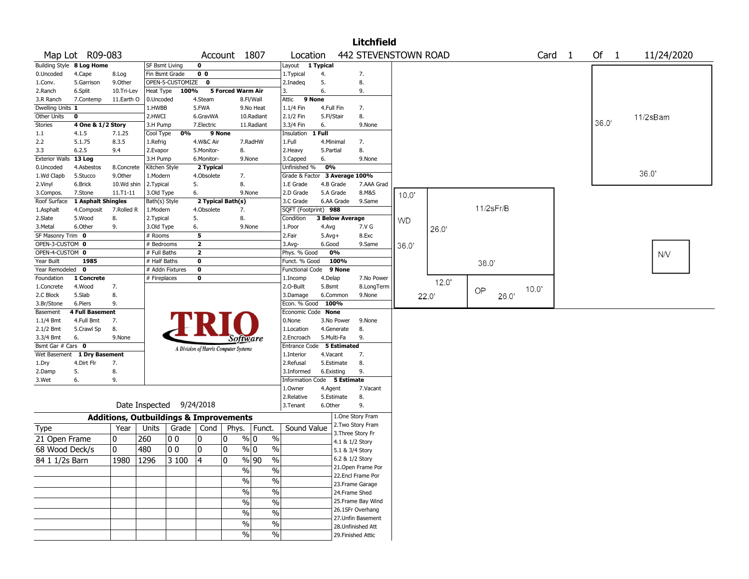# Litchfield

**Map Lot** R09-083 **Account** 1807 **Location** 442 STEVENSTOWN ROAD **Card** 1 **Of** 1 11/24/2020

| Building Style | 8 Log Home | | SF Bsmt Living | 0 | | Layout | 1 Typical | |
|---|---|---|---|---|---|---|---|---|
| 0.Uncoded | 4.Cape | 8.Log | Fin Bsmt Grade | 0 0 | | 1.Typical | 4. | 7. |
| 1.Conv. | 5.Garrison | 9.Other | OPEN-5-CUSTOMIZE | 0 | | 2.Inadeq | 5. | 8. |
| 2.Ranch | 6.Split | 10.Tri-Lev | Heat Type 100% | 5 Forced Warm Air | | 3. | 6. | 9. |
| 3.R Ranch | 7.Contemp | 11.Earth O | 0.Uncoded | 4.Steam | 8.Fl/Wall | Attic | 9 None | |
| Dwelling Units | 1 | | 1.HWBB | 5.FWA | 9.No Heat | 1.1/4 Fin | 4.Full Fin | 7. |
| Other Units | 0 | | 2.HWCI | 6.GravWA | 10.Radiant | 2.1/2 Fin | 5.Fl/Stair | 8. |
| Stories | 4 One & 1/2 Story | | 3.H Pump | 7.Electric | 11.Radiant | 3.3/4 Fin | 6. | 9.None |
| 1.1 | 4.1.5 | 7.1.25 | Cool Type 0% | 9 None | | Insulation | 1 Full | |
| 2.2 | 5.1.75 | 8.3.5 | 1.Refrig | 4.W&C Air | 7.RadHW | 1.Full | 4.Minimal | 7. |
| 3.3 | 6.2.5 | 9.4 | 2.Evapor | 5.Monitor- | 8. | 2.Heavy | 5.Partial | 8. |
| Exterior Walls | 13 Log | | 3.H Pump | 6.Monitor- | 9.None | 3.Capped | 6. | 9.None |
| 0.Uncoded | 4.Asbestos | 8.Concrete | Kitchen Style | 2 Typical | | Unfinished % | 0% | |
| 1.Wd Clapb | 5.Stucco | 9.Other | 1.Modern | 4.Obsolete | 7. | Grade & Factor | 3 Average 100% | |
| 2.Vinyl | 6.Brick | 10.Wd shin | 2.Typical | 5. | 8. | 1.E Grade | 4.B Grade | 7.AAA Grad |
| 3.Compos. | 7.Stone | 11.T1-11 | 3.Old Type | 6. | 9.None | 2.D Grade | 5.A Grade | 8.M&S |
| Roof Surface | 1 Asphalt Shingles | | Bath(s) Style | 2 Typical Bath(s) | | 3.C Grade | 6.AA Grade | 9.Same |
| 1.Asphalt | 4.Composit | 7.Rolled R | 1.Modern | 4.Obsolete | 7. | SQFT (Footprint) | 988 | |
| 2.Slate | 5.Wood | 8. | 2.Typical | 5. | 8. | Condition | 3 Below Average | |
| 3.Metal | 6.Other | 9. | 3.Old Type | 6. | 9.None | 1.Poor | 4.Avg | 7.V G |
| SF Masonry Trim | 0 | | # Rooms | 5 | | 2.Fair | 5.Avg+ | 8.Exc |
| OPEN-3-CUSTOM | 0 | | # Bedrooms | 2 | | 3.Avg- | 6.Good | 9.Same |
| OPEN-4-CUSTOM | 0 | | # Full Baths | 2 | | Phys. % Good | 0% | |
| Year Built | 1985 | | # Half Baths | 0 | | Funct. % Good | 100% | |
| Year Remodeled | 0 | | # Addn Fixtures | 0 | | Functional Code | 9 None | |
| Foundation | 1 Concrete | | # Fireplaces | 0 | | 1.Incomp | 4.Delap | 7.No Power |
| 1.Concrete | 4.Wood | 7. | | | | 2.O-Built | 5.Bsmt | 8.LongTerm |
| 2.C Block | 5.Slab | 8. | | | | 3.Damage | 6.Common | 9.None |
| 3.Br/Stone | 6.Piers | 9. | | | | Econ. % Good | 100% | |
| Basement | 4 Full Basement | | | | | Economic Code | None | |
| 1.1/4 Bmt | 4.Full Bmt | 7. | | | | 0.None | 3.No Power | 9.None |
| 2.1/2 Bmt | 5.Crawl Sp | 8. | | | | 1.Location | 4.Generate | 8. |
| 3.3/4 Bmt | 6. | 9.None | | | | 2.Encroach | 5.Multi-Fa | 9. |
| Bsmt Gar # Cars | 0 | | | | | Entrance Code | 5 Estimated | |
| Wet Basement | 1 Dry Basement | | | | | 1.Interior | 4.Vacant | 7. |
| 1.Dry | 4.Dirt Flr | 7. | | | | 2.Refusal | 5.Estimate | 8. |
| 2.Damp | 5. | 8. | | | | 3.Informed | 6.Existing | 9. |
| 3.Wet | 6. | 9. | | | | Information Code | 5 Estimate | |
| | | | | | | 1.Owner | 4.Agent | 7.Vacant |
| | | | | | | 2.Relative | 5.Estimate | 8. |
| | Date Inspected | 9/24/2018 | | | | 3.Tenant | 6.Other | 9. |

## Additions, Outbuildings & Improvements

| Type | Year | Units | Grade | Cond | Phys. | Funct. | Sound Value |
|---|---|---|---|---|---|---|---|
| 21 Open Frame | 0 | 260 | 0 0 | 0 | 0 % | 0 % | |
| 68 Wood Deck/s | 0 | 480 | 0 0 | 0 | 0 % | 0 % | |
| 84 1 1/2s Barn | 1980 | 1296 | 3 100 | 4 | 0 % | 90 % | |

1.One Story Fram
2.Two Story Fram
3.Three Story Fr
4.1 & 1/2 Story
5.1 & 3/4 Story
6.2 & 1/2 Story
21.Open Frame Por
22.Encl Frame Por
23.Frame Garage
24.Frame Shed
25.Frame Bay Wind
26.1SFr Overhang
27.Unfin Basement
28.Unfinished Att
29.Finished Attic

Sketch labels: 11/2sBarn 36.0' x 36.0'; 11/2sFr/B 38.0' x 26.0'; WD 10.0' x 36.0'; OP 12.0' 22.0' 26.0' 10.0'; N/V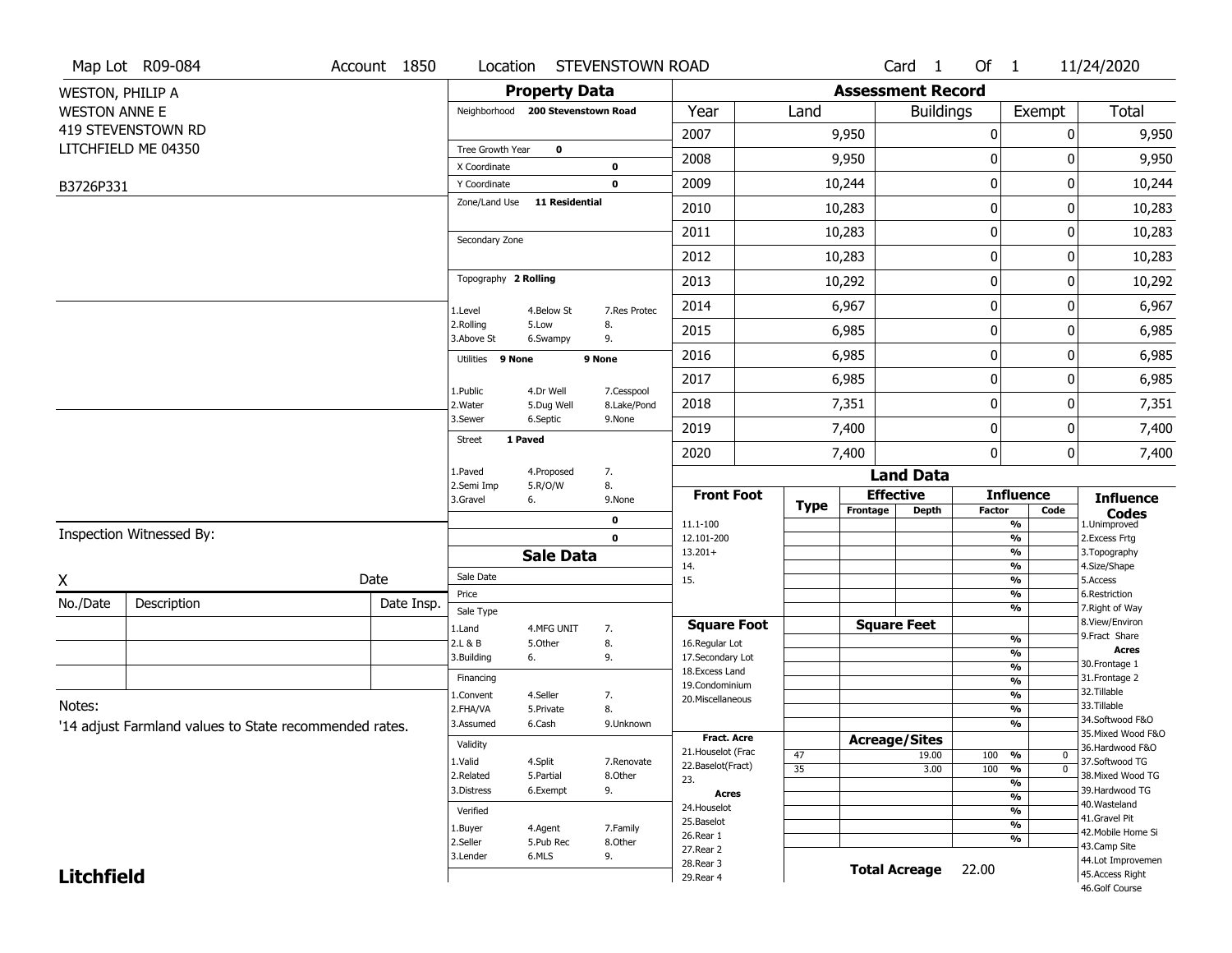Map Lot R09-084 | Account 1850 | Location STEVENSTOWN ROAD | Card 1 Of 1 | 11/24/2020

WESTON, PHILIP A
WESTON ANNE E
419 STEVENSTOWN RD
LITCHFIELD ME 04350

B3726P331

## Property Data

| | |
|---|---|
| Neighborhood | 200 Stevenstown Road |
| Tree Growth Year | 0 |
| X Coordinate | 0 |
| Y Coordinate | 0 |
| Zone/Land Use | 11 Residential |
| Secondary Zone | |
| Topography | 2 Rolling |
| Utilities | 9 None / 9 None |
| Street | 1 Paved |

Topography codes: 1.Level, 2.Rolling, 3.Above St, 4.Below St, 5.Low, 6.Swampy, 7.Res Protec, 8., 9.

Utilities codes: 1.Public, 2.Water, 3.Sewer, 4.Dr Well, 5.Dug Well, 6.Septic, 7.Cesspool, 8.Lake/Pond, 9.None

Street codes: 1.Paved, 2.Semi Imp, 3.Gravel, 4.Proposed, 5.R/O/W, 6., 7., 8., 9.None

## Assessment Record

| Year | Land | Buildings | Exempt | Total |
|---|---|---|---|---|
| 2007 | 9,950 | 0 | 0 | 9,950 |
| 2008 | 9,950 | 0 | 0 | 9,950 |
| 2009 | 10,244 | 0 | 0 | 10,244 |
| 2010 | 10,283 | 0 | 0 | 10,283 |
| 2011 | 10,283 | 0 | 0 | 10,283 |
| 2012 | 10,283 | 0 | 0 | 10,283 |
| 2013 | 10,292 | 0 | 0 | 10,292 |
| 2014 | 6,967 | 0 | 0 | 6,967 |
| 2015 | 6,985 | 0 | 0 | 6,985 |
| 2016 | 6,985 | 0 | 0 | 6,985 |
| 2017 | 6,985 | 0 | 0 | 6,985 |
| 2018 | 7,351 | 0 | 0 | 7,351 |
| 2019 | 7,400 | 0 | 0 | 7,400 |
| 2020 | 7,400 | 0 | 0 | 7,400 |

## Sale Data

Sale Date:
Price:
Sale Type: 1.Land, 2.L & B, 3.Building, 4.MFG UNIT, 5.Other, 6., 7., 8., 9.
Financing: 1.Convent, 2.FHA/VA, 3.Assumed, 4.Seller, 5.Private, 6.Cash, 7., 8., 9.Unknown
Validity: 1.Valid, 2.Related, 3.Distress, 4.Split, 5.Partial, 6.Exempt, 7.Renovate, 8.Other, 9.
Verified: 1.Buyer, 2.Seller, 3.Lender, 4.Agent, 5.Pub Rec, 6.MLS, 7.Family, 8.Other, 9.

## Land Data

| Type | Effective Frontage | Effective Depth / Acreage | Influence Factor | Influence Code |
|---|---|---|---|---|
| 47 | | 19.00 | 100 % | 0 |
| 35 | | 3.00 | 100 % | 0 |

**Total Acreage** 22.00

Front Foot: 11.1-100, 12.101-200, 13.201+, 14., 15.
Square Foot: 16.Regular Lot, 17.Secondary Lot, 18.Excess Land, 19.Condominium, 20.Miscellaneous
Fract. Acre: 21.Houselot (Frac, 22.Baselot(Fract), 23.
Acres: 24.Houselot, 25.Baselot, 26.Rear 1, 27.Rear 2, 28.Rear 3, 29.Rear 4

Influence Codes: 1.Unimproved, 2.Excess Frtg, 3.Topography, 4.Size/Shape, 5.Access, 6.Restriction, 7.Right of Way, 8.View/Environ, 9.Fract Share
Acres: 30.Frontage 1, 31.Frontage 2, 32.Tillable, 33.Tillable, 34.Softwood F&O, 35.Mixed Wood F&O, 36.Hardwood F&O, 37.Softwood TG, 38.Mixed Wood TG, 39.Hardwood TG, 40.Wasteland, 41.Gravel Pit, 42.Mobile Home Si, 43.Camp Site, 44.Lot Improvemen, 45.Access Right, 46.Golf Course

Inspection Witnessed By:

X ____________ Date

| No./Date | Description | Date Insp. |
|---|---|---|
| | | |
| | | |
| | | |

Notes:
'14 adjust Farmland values to State recommended rates.

**Litchfield**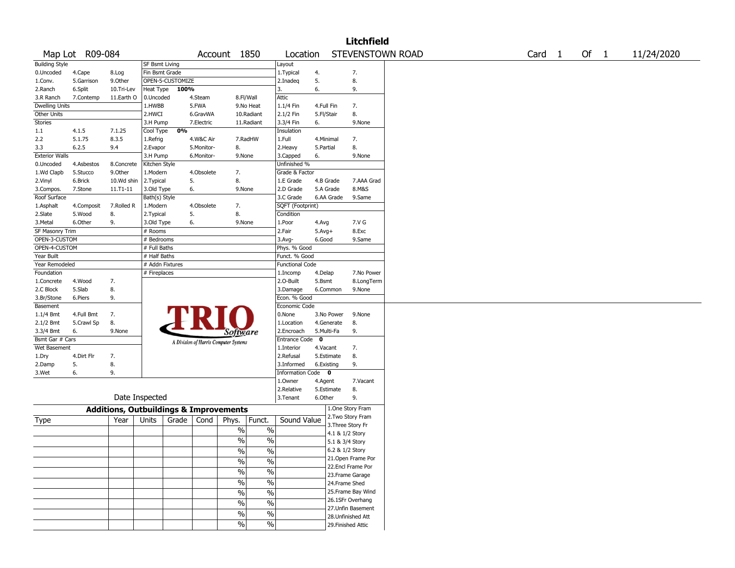# Litchfield

Map Lot R09-084 | Account 1850 | Location STEVENSTOWN ROAD | Card 1 Of 1 | 11/24/2020

| Building Style | | | SF Bsmt Living | | | Layout | | |
|---|---|---|---|---|---|---|---|---|
| 0.Uncoded | 4.Cape | 8.Log | Fin Bsmt Grade | | | 1.Typical | 4. | 7. |
| 1.Conv. | 5.Garrison | 9.Other | OPEN-5-CUSTOMIZE | | | 2.Inadeq | 5. | 8. |
| 2.Ranch | 6.Split | 10.Tri-Lev | Heat Type 100% | | | 3. | 6. | 9. |
| 3.R Ranch | 7.Contemp | 11.Earth O | 0.Uncoded | 4.Steam | 8.Fl/Wall | Attic | | |
| Dwelling Units | | | 1.HWBB | 5.FWA | 9.No Heat | 1.1/4 Fin | 4.Full Fin | 7. |
| Other Units | | | 2.HWCI | 6.GravWA | 10.Radiant | 2.1/2 Fin | 5.Fl/Stair | 8. |
| Stories | | | 3.H Pump | 7.Electric | 11.Radiant | 3.3/4 Fin | 6. | 9.None |
| 1.1 | 4.1.5 | 7.1.25 | Cool Type 0% | | | Insulation | | |
| 2.2 | 5.1.75 | 8.3.5 | 1.Refrig | 4.W&C Air | 7.RadHW | 1.Full | 4.Minimal | 7. |
| 3.3 | 6.2.5 | 9.4 | 2.Evapor | 5.Monitor- | 8. | 2.Heavy | 5.Partial | 8. |
| Exterior Walls | | | 3.H Pump | 6.Monitor- | 9.None | 3.Capped | 6. | 9.None |
| 0.Uncoded | 4.Asbestos | 8.Concrete | Kitchen Style | | | Unfinished % | | |
| 1.Wd Clapb | 5.Stucco | 9.Other | 1.Modern | 4.Obsolete | 7. | Grade & Factor | | |
| 2.Vinyl | 6.Brick | 10.Wd shin | 2.Typical | 5. | 8. | 1.E Grade | 4.B Grade | 7.AAA Grad |
| 3.Compos. | 7.Stone | 11.T1-11 | 3.Old Type | 6. | 9.None | 2.D Grade | 5.A Grade | 8.M&S |
| Roof Surface | | | Bath(s) Style | | | 3.C Grade | 6.AA Grade | 9.Same |
| 1.Asphalt | 4.Composit | 7.Rolled R | 1.Modern | 4.Obsolete | 7. | SQFT (Footprint) | | |
| 2.Slate | 5.Wood | 8. | 2.Typical | 5. | 8. | Condition | | |
| 3.Metal | 6.Other | 9. | 3.Old Type | 6. | 9.None | 1.Poor | 4.Avg | 7.V G |
| SF Masonry Trim | | | # Rooms | | | 2.Fair | 5.Avg+ | 8.Exc |
| OPEN-3-CUSTOM | | | # Bedrooms | | | 3.Avg- | 6.Good | 9.Same |
| OPEN-4-CUSTOM | | | # Full Baths | | | Phys. % Good | | |
| Year Built | | | # Half Baths | | | Funct. % Good | | |
| Year Remodeled | | | # Addn Fixtures | | | Functional Code | | |
| Foundation | | | # Fireplaces | | | 1.Incomp | 4.Delap | 7.No Power |
| 1.Concrete | 4.Wood | 7. | | | | 2.O-Built | 5.Bsmt | 8.LongTerm |
| 2.C Block | 5.Slab | 8. | | | | 3.Damage | 6.Common | 9.None |
| 3.Br/Stone | 6.Piers | 9. | | | | Econ. % Good | | |
| Basement | | | | | | Economic Code | | |
| 1.1/4 Bmt | 4.Full Bmt | 7. | | | | 0.None | 3.No Power | 9.None |
| 2.1/2 Bmt | 5.Crawl Sp | 8. | | | | 1.Location | 4.Generate | 8. |
| 3.3/4 Bmt | 6. | 9.None | | | | 2.Encroach | 5.Multi-Fa | 9. |
| Bsmt Gar # Cars | | | | | | Entrance Code 0 | | |
| Wet Basement | | | | | | 1.Interior | 4.Vacant | 7. |
| 1.Dry | 4.Dirt Flr | 7. | | | | 2.Refusal | 5.Estimate | 8. |
| 2.Damp | 5. | 8. | | | | 3.Informed | 6.Existing | 9. |
| 3.Wet | 6. | 9. | | | | Information Code 0 | | |
| | | | | | | 1.Owner | 4.Agent | 7.Vacant |
| | | | | | | 2.Relative | 5.Estimate | 8. |
| Date Inspected | | | | | | 3.Tenant | 6.Other | 9. |

TRIO Software — A Division of Harris Computer Systems

## Additions, Outbuildings & Improvements

| Type | Year | Units | Grade | Cond | Phys. | Funct. | Sound Value |
|---|---|---|---|---|---|---|---|
| | | | | | % | % | |
| | | | | | % | % | |
| | | | | | % | % | |
| | | | | | % | % | |
| | | | | | % | % | |
| | | | | | % | % | |
| | | | | | % | % | |
| | | | | | % | % | |
| | | | | | % | % | |
| | | | | | % | % | |

1.One Story Fram
2.Two Story Fram
3.Three Story Fr
4.1 & 1/2 Story
5.1 & 3/4 Story
6.2 & 1/2 Story
21.Open Frame Por
22.Encl Frame Por
23.Frame Garage
24.Frame Shed
25.Frame Bay Wind
26.1SFr Overhang
27.Unfin Basement
28.Unfinished Att
29.Finished Attic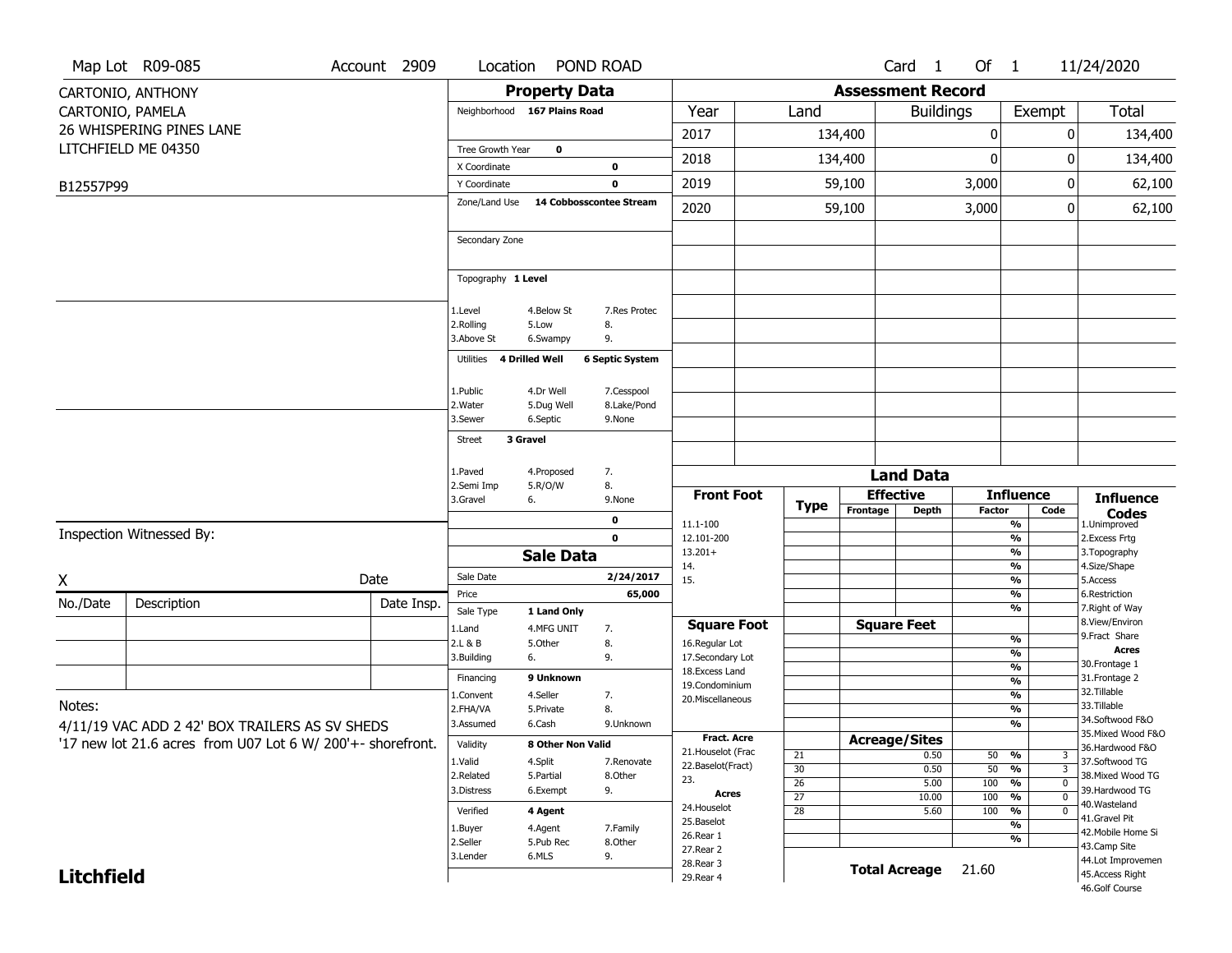Map Lot R09-085 | Account 2909 | Location POND ROAD | Card 1 Of 1 | 11/24/2020

CARTONIO, ANTHONY
CARTONIO, PAMELA
26 WHISPERING PINES LANE
LITCHFIELD ME 04350

B12557P99

## Property Data

Neighborhood **167 Plains Road**

Tree Growth Year **0**

X Coordinate **0**

Y Coordinate **0**

Zone/Land Use **14 Cobbosscontee Stream**

Secondary Zone

Topography **1 Level**

| | | |
|---|---|---|
| 1.Level | 4.Below St | 7.Res Protec |
| 2.Rolling | 5.Low | 8. |
| 3.Above St | 6.Swampy | 9. |

Utilities **4 Drilled Well** **6 Septic System**

| | | |
|---|---|---|
| 1.Public | 4.Dr Well | 7.Cesspool |
| 2.Water | 5.Dug Well | 8.Lake/Pond |
| 3.Sewer | 6.Septic | 9.None |

Street **3 Gravel**

| | | |
|---|---|---|
| 1.Paved | 4.Proposed | 7. |
| 2.Semi Imp | 5.R/O/W | 8. |
| 3.Gravel | 6. | 9.None |

0

0

## Assessment Record

| Year | Land | Buildings | Exempt | Total |
|---|---|---|---|---|
| 2017 | 134,400 | 0 | 0 | 134,400 |
| 2018 | 134,400 | 0 | 0 | 134,400 |
| 2019 | 59,100 | 3,000 | 0 | 62,100 |
| 2020 | 59,100 | 3,000 | 0 | 62,100 |

## Sale Data

Sale Date **2/24/2017**

Price **65,000**

Sale Type **1 Land Only**

| | | |
|---|---|---|
| 1.Land | 4.MFG UNIT | 7. |
| 2.L & B | 5.Other | 8. |
| 3.Building | 6. | 9. |

Financing **9 Unknown**

| | | |
|---|---|---|
| 1.Convent | 4.Seller | 7. |
| 2.FHA/VA | 5.Private | 8. |
| 3.Assumed | 6.Cash | 9.Unknown |

Validity **8 Other Non Valid**

| | | |
|---|---|---|
| 1.Valid | 4.Split | 7.Renovate |
| 2.Related | 5.Partial | 8.Other |
| 3.Distress | 6.Exempt | 9. |

Verified **4 Agent**

| | | |
|---|---|---|
| 1.Buyer | 4.Agent | 7.Family |
| 2.Seller | 5.Pub Rec | 8.Other |
| 3.Lender | 6.MLS | 9. |

## Land Data

| Front Foot | Type | Effective Frontage | Effective Depth | Influence Factor | Influence Code |
|---|---|---|---|---|---|
| 11.1-100 | | | | % | |
| 12.101-200 | | | | % | |
| 13.201+ | | | | % | |
| 14. | | | | % | |
| 15. | | | | % | |
| | | | | % | |
| | | | | % | |

| Square Foot | Square Feet | | |
|---|---|---|---|
| 16.Regular Lot | | % | |
| 17.Secondary Lot | | % | |
| 18.Excess Land | | % | |
| 19.Condominium | | % | |
| 20.Miscellaneous | | % | |
| | | % | |
| | | % | |

| Fract. Acre / Acres | Type | Acreage/Sites | Factor | Code |
|---|---|---|---|---|
| 21.Houselot (Frac | 21 | 0.50 | 50 % | 3 |
| 22.Baselot(Fract) | 30 | 0.50 | 50 % | 3 |
| 23. | 26 | 5.00 | 100 % | 0 |
| 24.Houselot | 27 | 10.00 | 100 % | 0 |
| 25.Baselot | 28 | 5.60 | 100 % | 0 |
| 26.Rear 1 | | | % | |
| 27.Rear 2 | | | % | |
| 28.Rear 3 | | | | |
| 29.Rear 4 | | | | |

**Total Acreage** 21.60

**Influence Codes**
1.Unimproved
2.Excess Frtg
3.Topography
4.Size/Shape
5.Access
6.Restriction
7.Right of Way
8.View/Environ
9.Fract Share
**Acres**
30.Frontage 1
31.Frontage 2
32.Tillable
33.Tillable
34.Softwood F&O
35.Mixed Wood F&O
36.Hardwood F&O
37.Softwood TG
38.Mixed Wood TG
39.Hardwood TG
40.Wasteland
41.Gravel Pit
42.Mobile Home Si
43.Camp Site
44.Lot Improvemen
45.Access Right
46.Golf Course

Inspection Witnessed By:

X ______________________ Date

| No./Date | Description | Date Insp. |
|---|---|---|
| | | |
| | | |
| | | |

Notes:
4/11/19 VAC ADD 2 42' BOX TRAILERS AS SV SHEDS
'17 new lot 21.6 acres from U07 Lot 6 W/ 200'+- shorefront.

**Litchfield**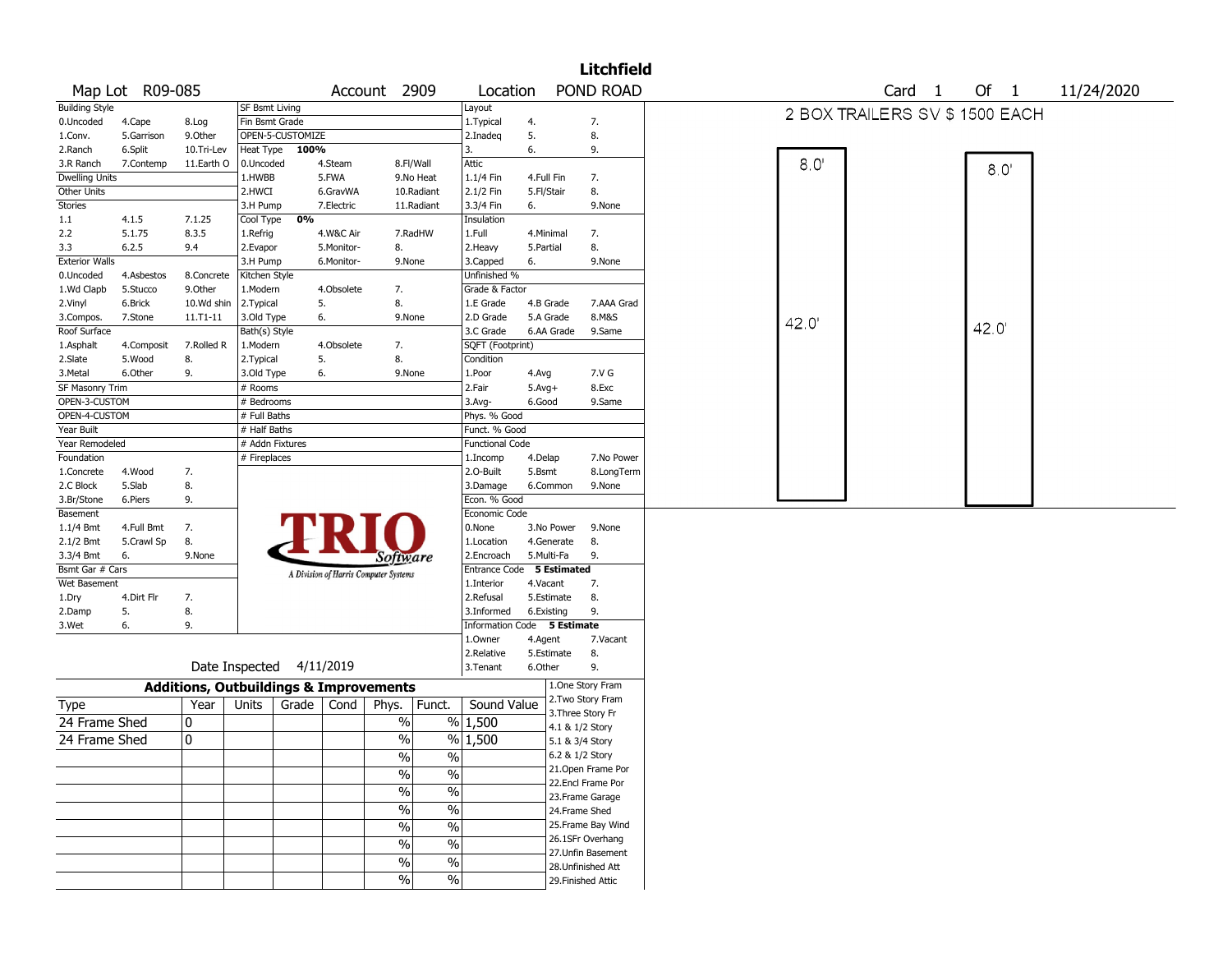# Litchfield

| Map Lot | R09-085 | Account | 2909 | Location | POND ROAD | Card | 1 | Of | 1 | 11/24/2020 |
|---|---|---|---|---|---|---|---|---|---|---|

2 BOX TRAILERS SV $ 1500 EACH

| | | |
|---|---|---|
| **Building Style** | | |
| 0.Uncoded | 4.Cape | 8.Log |
| 1.Conv. | 5.Garrison | 9.Other |
| 2.Ranch | 6.Split | 10.Tri-Lev |
| 3.R Ranch | 7.Contemp | 11.Earth O |
| **Dwelling Units** | | |
| **Other Units** | | |
| **Stories** | | |
| 1.1 | 4.1.5 | 7.1.25 |
| 2.2 | 5.1.75 | 8.3.5 |
| 3.3 | 6.2.5 | 9.4 |
| **Exterior Walls** | | |
| 0.Uncoded | 4.Asbestos | 8.Concrete |
| 1.Wd Clapb | 5.Stucco | 9.Other |
| 2.Vinyl | 6.Brick | 10.Wd shin |
| 3.Compos. | 7.Stone | 11.T1-11 |
| **Roof Surface** | | |
| 1.Asphalt | 4.Composit | 7.Rolled R |
| 2.Slate | 5.Wood | 8. |
| 3.Metal | 6.Other | 9. |
| **SF Masonry Trim** | | |
| OPEN-3-CUSTOM | | |
| OPEN-4-CUSTOM | | |
| **Year Built** | | |
| **Year Remodeled** | | |
| **Foundation** | | |
| 1.Concrete | 4.Wood | 7. |
| 2.C Block | 5.Slab | 8. |
| 3.Br/Stone | 6.Piers | 9. |
| **Basement** | | |
| 1.1/4 Bmt | 4.Full Bmt | 7. |
| 2.1/2 Bmt | 5.Crawl Sp | 8. |
| 3.3/4 Bmt | 6. | 9.None |
| **Bsmt Gar # Cars** | | |
| **Wet Basement** | | |
| 1.Dry | 4.Dirt Flr | 7. |
| 2.Damp | 5. | 8. |
| 3.Wet | 6. | 9. |

| | | |
|---|---|---|
| **SF Bsmt Living** | | |
| **Fin Bsmt Grade** | | |
| OPEN-5-CUSTOMIZE | | |
| **Heat Type** 100% | | |
| 0.Uncoded | 4.Steam | 8.Fl/Wall |
| 1.HWBB | 5.FWA | 9.No Heat |
| 2.HWCI | 6.GravWA | 10.Radiant |
| 3.H Pump | 7.Electric | 11.Radiant |
| **Cool Type** 0% | | |
| 1.Refrig | 4.W&C Air | 7.RadHW |
| 2.Evapor | 5.Monitor- | 8. |
| 3.H Pump | 6.Monitor- | 9.None |
| **Kitchen Style** | | |
| 1.Modern | 4.Obsolete | 7. |
| 2.Typical | 5. | 8. |
| 3.Old Type | 6. | 9.None |
| **Bath(s) Style** | | |
| 1.Modern | 4.Obsolete | 7. |
| 2.Typical | 5. | 8. |
| 3.Old Type | 6. | 9.None |
| **# Rooms** | | |
| **# Bedrooms** | | |
| **# Full Baths** | | |
| **# Half Baths** | | |
| **# Addn Fixtures** | | |
| **# Fireplaces** | | |

| | | |
|---|---|---|
| **Layout** | | |
| 1.Typical | 4. | 7. |
| 2.Inadeq | 5. | 8. |
| 3. | 6. | 9. |
| **Attic** | | |
| 1.1/4 Fin | 4.Full Fin | 7. |
| 2.1/2 Fin | 5.Fl/Stair | 8. |
| 3.3/4 Fin | 6. | 9.None |
| **Insulation** | | |
| 1.Full | 4.Minimal | 7. |
| 2.Heavy | 5.Partial | 8. |
| 3.Capped | 6. | 9.None |
| **Unfinished %** | | |
| **Grade & Factor** | | |
| 1.E Grade | 4.B Grade | 7.AAA Grad |
| 2.D Grade | 5.A Grade | 8.M&S |
| 3.C Grade | 6.AA Grade | 9.Same |
| **SQFT (Footprint)** | | |
| **Condition** | | |
| 1.Poor | 4.Avg | 7.V G |
| 2.Fair | 5.Avg+ | 8.Exc |
| 3.Avg- | 6.Good | 9.Same |
| **Phys. % Good** | | |
| **Funct. % Good** | | |
| **Functional Code** | | |
| 1.Incomp | 4.Delap | 7.No Power |
| 2.O-Built | 5.Bsmt | 8.LongTerm |
| 3.Damage | 6.Common | 9.None |
| **Econ. % Good** | | |
| **Economic Code** | | |
| 0.None | 3.No Power | 9.None |
| 1.Location | 4.Generate | 8. |
| 2.Encroach | 5.Multi-Fa | 9. |
| **Entrance Code** 5 Estimated | | |
| 1.Interior | 4.Vacant | 7. |
| 2.Refusal | 5.Estimate | 8. |
| 3.Informed | 6.Existing | 9. |
| **Information Code** 5 Estimate | | |
| 1.Owner | 4.Agent | 7.Vacant |
| 2.Relative | 5.Estimate | 8. |
| 3.Tenant | 6.Other | 9. |

TRIO Software
A Division of Harris Computer Systems

Date Inspected 4/11/2019

## Additions, Outbuildings & Improvements

| Type | Year | Units | Grade | Cond | Phys. | Funct. | Sound Value |
|---|---|---|---|---|---|---|---|
| 24 Frame Shed | 0 | | | | % | % | 1,500 |
| 24 Frame Shed | 0 | | | | % | % | 1,500 |
| | | | | | % | % | |
| | | | | | % | % | |
| | | | | | % | % | |
| | | | | | % | % | |
| | | | | | % | % | |
| | | | | | % | % | |
| | | | | | % | % | |
| | | | | | % | % | |

1.One Story Fram
2.Two Story Fram
3.Three Story Fr
4.1 & 1/2 Story
5.1 & 3/4 Story
6.2 & 1/2 Story
21.Open Frame Por
22.Encl Frame Por
23.Frame Garage
24.Frame Shed
25.Frame Bay Wind
26.1SFr Overhang
27.Unfin Basement
28.Unfinished Att
29.Finished Attic

8.0'
42.0'
8.0'
42.0'